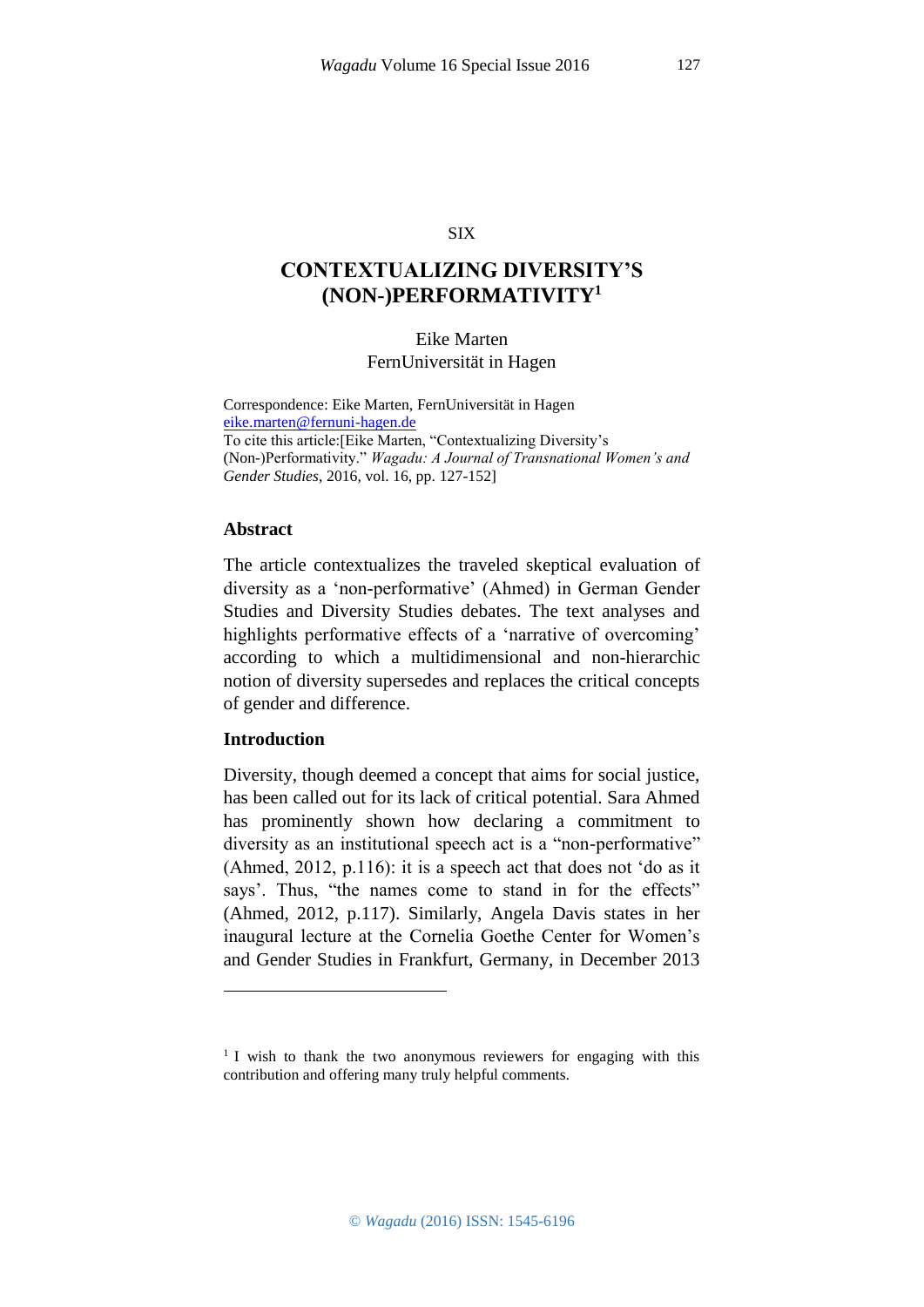SIX

# CONTEXTUALIZING DIVERSITY'S (NON-)PERFORMATIVITY[1]

Eike Marten
FernUniversität in Hagen

Correspondence: Eike Marten, FernUniversität in Hagen
eike.marten@fernuni-hagen.de
To cite this article:[Eike Marten, "Contextualizing Diversity's (Non-)Performativity." *Wagadu: A Journal of Transnational Women's and Gender Studies*, 2016, vol. 16, pp. 127-152]

## Abstract

The article contextualizes the traveled skeptical evaluation of diversity as a 'non-performative' (Ahmed) in German Gender Studies and Diversity Studies debates. The text analyses and highlights performative effects of a 'narrative of overcoming' according to which a multidimensional and non-hierarchic notion of diversity supersedes and replaces the critical concepts of gender and difference.

## Introduction

Diversity, though deemed a concept that aims for social justice, has been called out for its lack of critical potential. Sara Ahmed has prominently shown how declaring a commitment to diversity as an institutional speech act is a "non-performative" (Ahmed, 2012, p.116): it is a speech act that does not 'do as it says'. Thus, "the names come to stand in for the effects" (Ahmed, 2012, p.117). Similarly, Angela Davis states in her inaugural lecture at the Cornelia Goethe Center for Women's and Gender Studies in Frankfurt, Germany, in December 2013

[1] I wish to thank the two anonymous reviewers for engaging with this contribution and offering many truly helpful comments.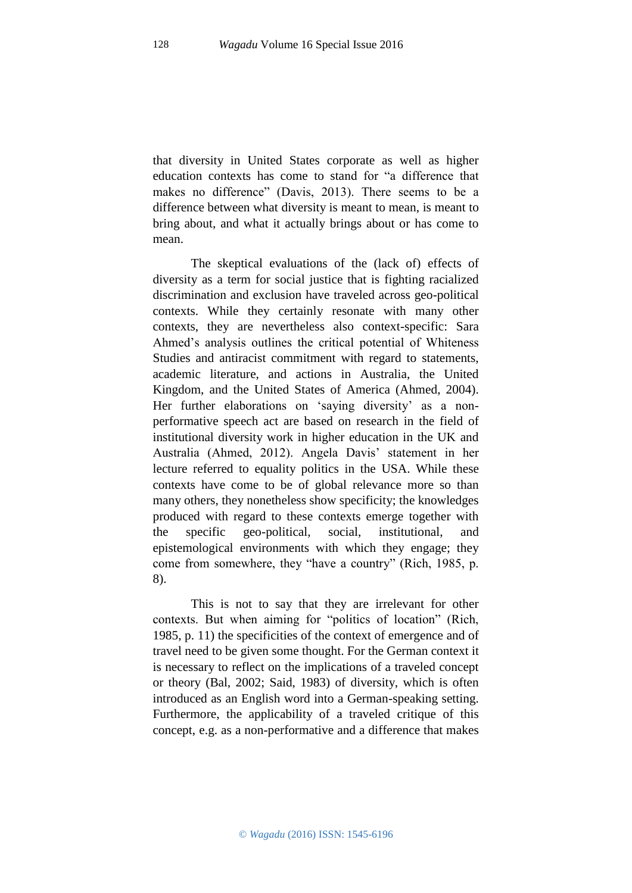that diversity in United States corporate as well as higher education contexts has come to stand for "a difference that makes no difference" (Davis, 2013). There seems to be a difference between what diversity is meant to mean, is meant to bring about, and what it actually brings about or has come to mean.

The skeptical evaluations of the (lack of) effects of diversity as a term for social justice that is fighting racialized discrimination and exclusion have traveled across geo-political contexts. While they certainly resonate with many other contexts, they are nevertheless also context-specific: Sara Ahmed's analysis outlines the critical potential of Whiteness Studies and antiracist commitment with regard to statements, academic literature, and actions in Australia, the United Kingdom, and the United States of America (Ahmed, 2004). Her further elaborations on 'saying diversity' as a non-performative speech act are based on research in the field of institutional diversity work in higher education in the UK and Australia (Ahmed, 2012). Angela Davis' statement in her lecture referred to equality politics in the USA. While these contexts have come to be of global relevance more so than many others, they nonetheless show specificity; the knowledges produced with regard to these contexts emerge together with the specific geo-political, social, institutional, and epistemological environments with which they engage; they come from somewhere, they "have a country" (Rich, 1985, p. 8).

This is not to say that they are irrelevant for other contexts. But when aiming for "politics of location" (Rich, 1985, p. 11) the specificities of the context of emergence and of travel need to be given some thought. For the German context it is necessary to reflect on the implications of a traveled concept or theory (Bal, 2002; Said, 1983) of diversity, which is often introduced as an English word into a German-speaking setting. Furthermore, the applicability of a traveled critique of this concept, e.g. as a non-performative and a difference that makes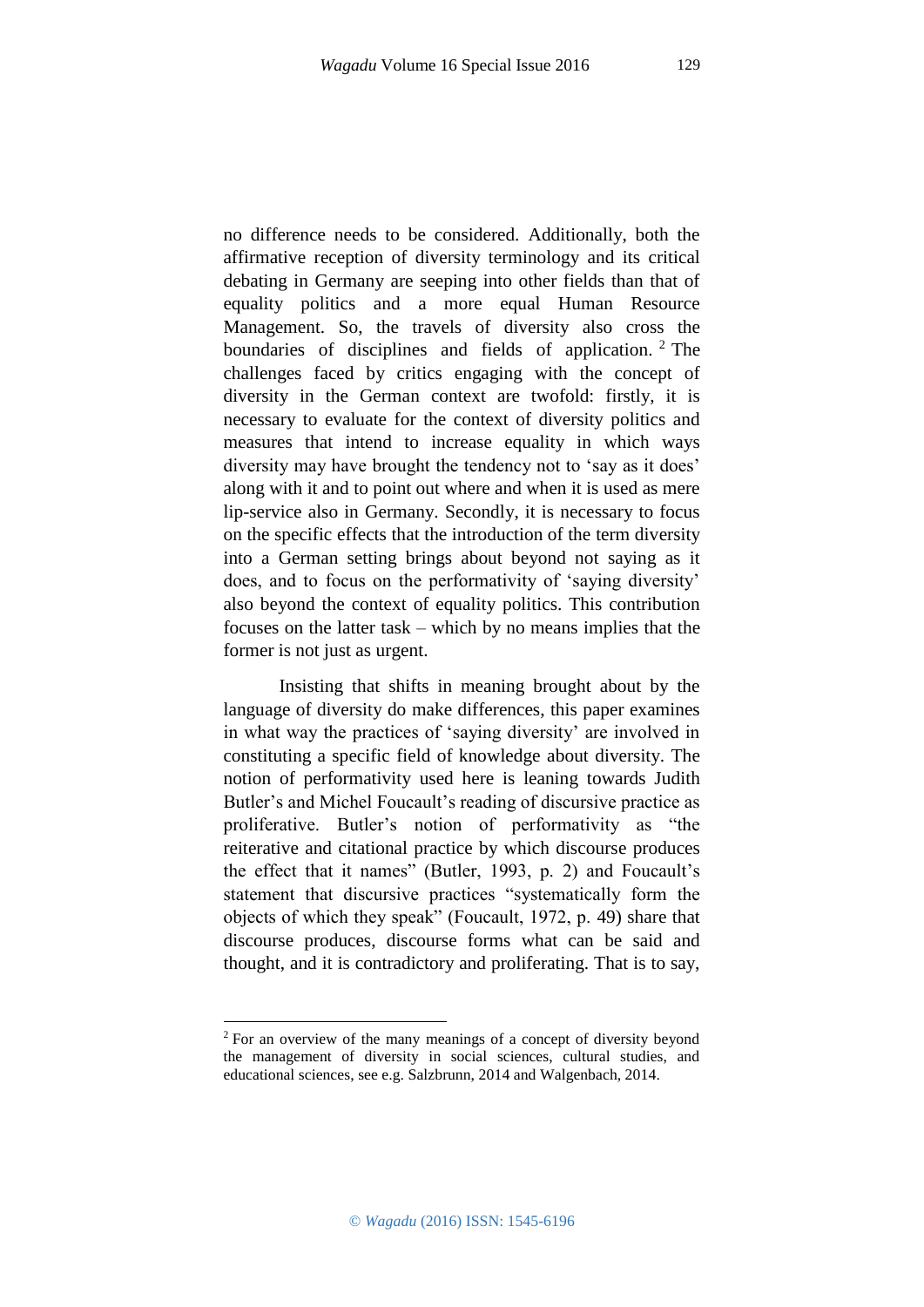no difference needs to be considered. Additionally, both the affirmative reception of diversity terminology and its critical debating in Germany are seeping into other fields than that of equality politics and a more equal Human Resource Management. So, the travels of diversity also cross the boundaries of disciplines and fields of application. [2] The challenges faced by critics engaging with the concept of diversity in the German context are twofold: firstly, it is necessary to evaluate for the context of diversity politics and measures that intend to increase equality in which ways diversity may have brought the tendency not to 'say as it does' along with it and to point out where and when it is used as mere lip-service also in Germany. Secondly, it is necessary to focus on the specific effects that the introduction of the term diversity into a German setting brings about beyond not saying as it does, and to focus on the performativity of 'saying diversity' also beyond the context of equality politics. This contribution focuses on the latter task – which by no means implies that the former is not just as urgent.

Insisting that shifts in meaning brought about by the language of diversity do make differences, this paper examines in what way the practices of 'saying diversity' are involved in constituting a specific field of knowledge about diversity. The notion of performativity used here is leaning towards Judith Butler's and Michel Foucault's reading of discursive practice as proliferative. Butler's notion of performativity as "the reiterative and citational practice by which discourse produces the effect that it names" (Butler, 1993, p. 2) and Foucault's statement that discursive practices "systematically form the objects of which they speak" (Foucault, 1972, p. 49) share that discourse produces, discourse forms what can be said and thought, and it is contradictory and proliferating. That is to say,

---

[2] For an overview of the many meanings of a concept of diversity beyond the management of diversity in social sciences, cultural studies, and educational sciences, see e.g. Salzbrunn, 2014 and Walgenbach, 2014.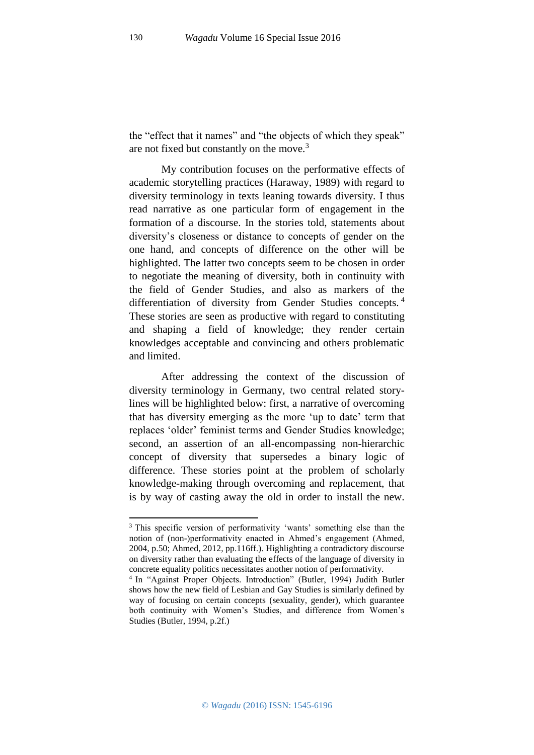the "effect that it names" and "the objects of which they speak" are not fixed but constantly on the move.[3]

My contribution focuses on the performative effects of academic storytelling practices (Haraway, 1989) with regard to diversity terminology in texts leaning towards diversity. I thus read narrative as one particular form of engagement in the formation of a discourse. In the stories told, statements about diversity's closeness or distance to concepts of gender on the one hand, and concepts of difference on the other will be highlighted. The latter two concepts seem to be chosen in order to negotiate the meaning of diversity, both in continuity with the field of Gender Studies, and also as markers of the differentiation of diversity from Gender Studies concepts.[4] These stories are seen as productive with regard to constituting and shaping a field of knowledge; they render certain knowledges acceptable and convincing and others problematic and limited.

After addressing the context of the discussion of diversity terminology in Germany, two central related story-lines will be highlighted below: first, a narrative of overcoming that has diversity emerging as the more 'up to date' term that replaces 'older' feminist terms and Gender Studies knowledge; second, an assertion of an all-encompassing non-hierarchic concept of diversity that supersedes a binary logic of difference. These stories point at the problem of scholarly knowledge-making through overcoming and replacement, that is by way of casting away the old in order to install the new.

---

[3] This specific version of performativity 'wants' something else than the notion of (non-)performativity enacted in Ahmed's engagement (Ahmed, 2004, p.50; Ahmed, 2012, pp.116ff.). Highlighting a contradictory discourse on diversity rather than evaluating the effects of the language of diversity in concrete equality politics necessitates another notion of performativity.

[4] In "Against Proper Objects. Introduction" (Butler, 1994) Judith Butler shows how the new field of Lesbian and Gay Studies is similarly defined by way of focusing on certain concepts (sexuality, gender), which guarantee both continuity with Women's Studies, and difference from Women's Studies (Butler, 1994, p.2f.)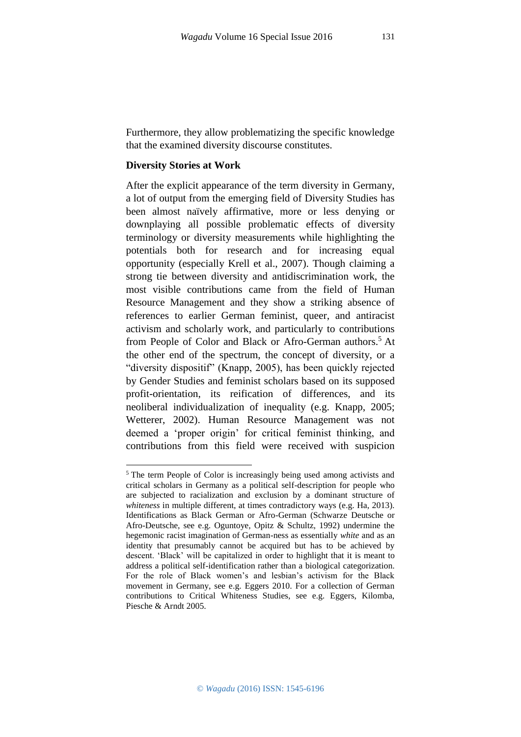Furthermore, they allow problematizing the specific knowledge that the examined diversity discourse constitutes.

**Diversity Stories at Work**

After the explicit appearance of the term diversity in Germany, a lot of output from the emerging field of Diversity Studies has been almost naïvely affirmative, more or less denying or downplaying all possible problematic effects of diversity terminology or diversity measurements while highlighting the potentials both for research and for increasing equal opportunity (especially Krell et al., 2007). Though claiming a strong tie between diversity and antidiscrimination work, the most visible contributions came from the field of Human Resource Management and they show a striking absence of references to earlier German feminist, queer, and antiracist activism and scholarly work, and particularly to contributions from People of Color and Black or Afro-German authors.[5] At the other end of the spectrum, the concept of diversity, or a "diversity dispositif" (Knapp, 2005), has been quickly rejected by Gender Studies and feminist scholars based on its supposed profit-orientation, its reification of differences, and its neoliberal individualization of inequality (e.g. Knapp, 2005; Wetterer, 2002). Human Resource Management was not deemed a 'proper origin' for critical feminist thinking, and contributions from this field were received with suspicion

[5] The term People of Color is increasingly being used among activists and critical scholars in Germany as a political self-description for people who are subjected to racialization and exclusion by a dominant structure of *whiteness* in multiple different, at times contradictory ways (e.g. Ha, 2013). Identifications as Black German or Afro-German (Schwarze Deutsche or Afro-Deutsche, see e.g. Oguntoye, Opitz & Schultz, 1992) undermine the hegemonic racist imagination of German-ness as essentially *white* and as an identity that presumably cannot be acquired but has to be achieved by descent. 'Black' will be capitalized in order to highlight that it is meant to address a political self-identification rather than a biological categorization. For the role of Black women's and lesbian's activism for the Black movement in Germany, see e.g. Eggers 2010. For a collection of German contributions to Critical Whiteness Studies, see e.g. Eggers, Kilomba, Piesche & Arndt 2005.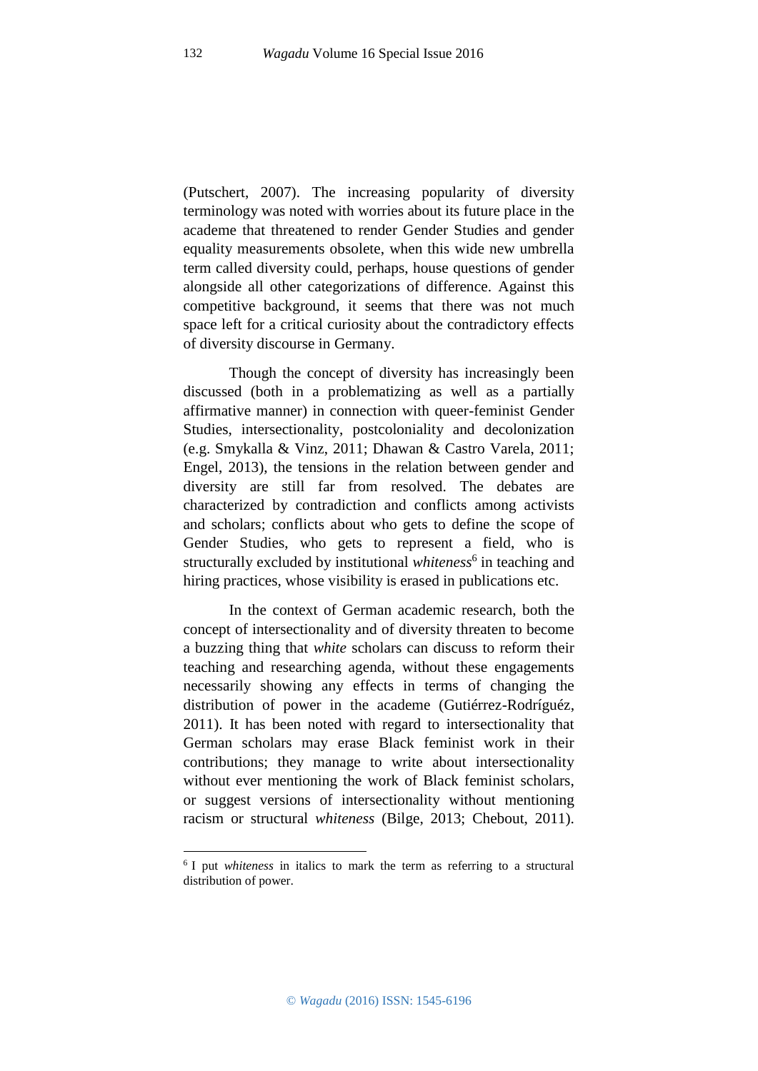(Putschert, 2007). The increasing popularity of diversity terminology was noted with worries about its future place in the academe that threatened to render Gender Studies and gender equality measurements obsolete, when this wide new umbrella term called diversity could, perhaps, house questions of gender alongside all other categorizations of difference. Against this competitive background, it seems that there was not much space left for a critical curiosity about the contradictory effects of diversity discourse in Germany.

Though the concept of diversity has increasingly been discussed (both in a problematizing as well as a partially affirmative manner) in connection with queer-feminist Gender Studies, intersectionality, postcoloniality and decolonization (e.g. Smykalla & Vinz, 2011; Dhawan & Castro Varela, 2011; Engel, 2013), the tensions in the relation between gender and diversity are still far from resolved. The debates are characterized by contradiction and conflicts among activists and scholars; conflicts about who gets to define the scope of Gender Studies, who gets to represent a field, who is structurally excluded by institutional *whiteness*[6] in teaching and hiring practices, whose visibility is erased in publications etc.

In the context of German academic research, both the concept of intersectionality and of diversity threaten to become a buzzing thing that *white* scholars can discuss to reform their teaching and researching agenda, without these engagements necessarily showing any effects in terms of changing the distribution of power in the academe (Gutiérrez-Rodríguéz, 2011). It has been noted with regard to intersectionality that German scholars may erase Black feminist work in their contributions; they manage to write about intersectionality without ever mentioning the work of Black feminist scholars, or suggest versions of intersectionality without mentioning racism or structural *whiteness* (Bilge, 2013; Chebout, 2011).

[6] I put *whiteness* in italics to mark the term as referring to a structural distribution of power.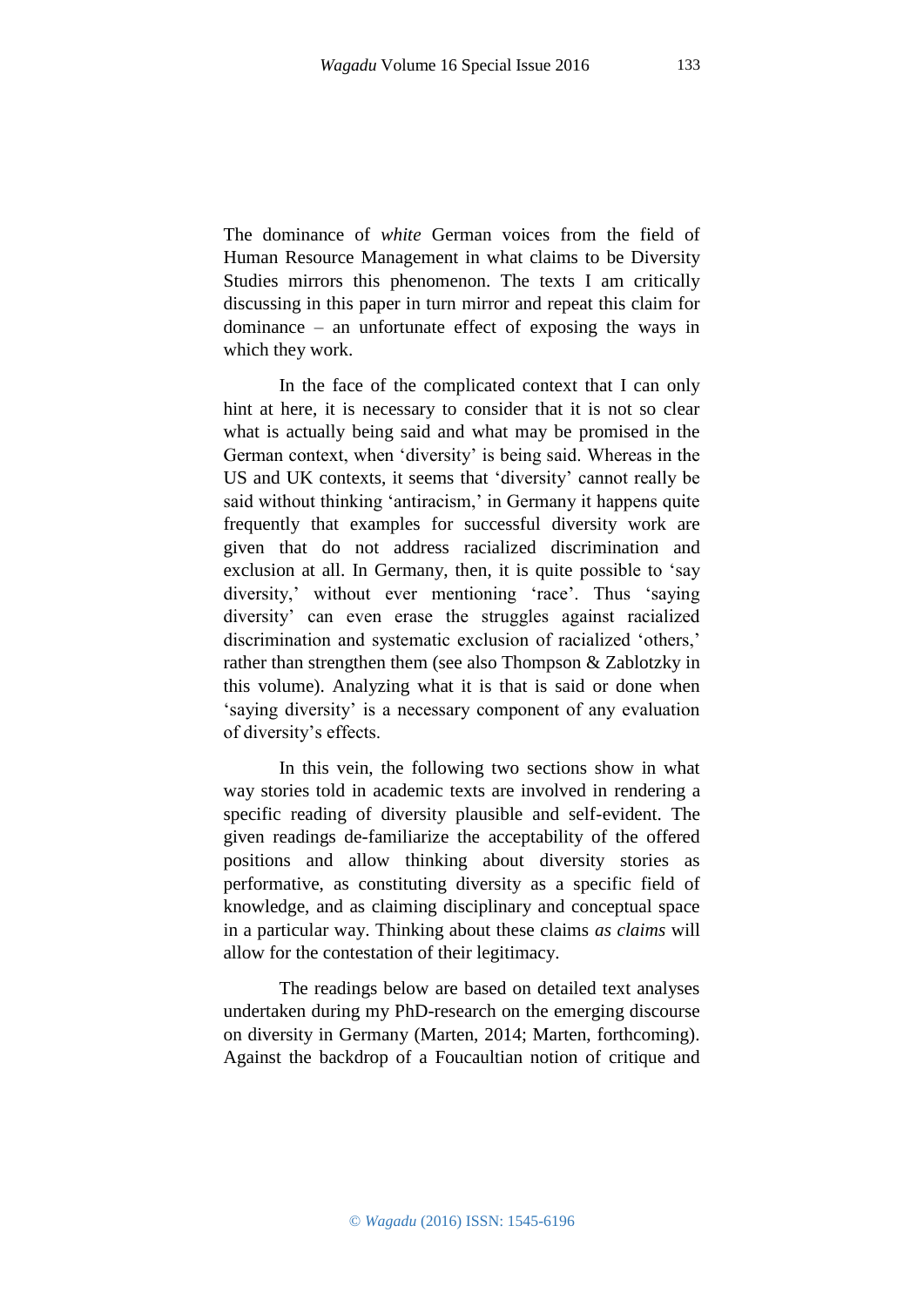The dominance of *white* German voices from the field of Human Resource Management in what claims to be Diversity Studies mirrors this phenomenon. The texts I am critically discussing in this paper in turn mirror and repeat this claim for dominance – an unfortunate effect of exposing the ways in which they work.

In the face of the complicated context that I can only hint at here, it is necessary to consider that it is not so clear what is actually being said and what may be promised in the German context, when 'diversity' is being said. Whereas in the US and UK contexts, it seems that 'diversity' cannot really be said without thinking 'antiracism,' in Germany it happens quite frequently that examples for successful diversity work are given that do not address racialized discrimination and exclusion at all. In Germany, then, it is quite possible to 'say diversity,' without ever mentioning 'race'. Thus 'saying diversity' can even erase the struggles against racialized discrimination and systematic exclusion of racialized 'others,' rather than strengthen them (see also Thompson & Zablotzky in this volume). Analyzing what it is that is said or done when 'saying diversity' is a necessary component of any evaluation of diversity's effects.

In this vein, the following two sections show in what way stories told in academic texts are involved in rendering a specific reading of diversity plausible and self-evident. The given readings de-familiarize the acceptability of the offered positions and allow thinking about diversity stories as performative, as constituting diversity as a specific field of knowledge, and as claiming disciplinary and conceptual space in a particular way. Thinking about these claims *as claims* will allow for the contestation of their legitimacy.

The readings below are based on detailed text analyses undertaken during my PhD-research on the emerging discourse on diversity in Germany (Marten, 2014; Marten, forthcoming). Against the backdrop of a Foucaultian notion of critique and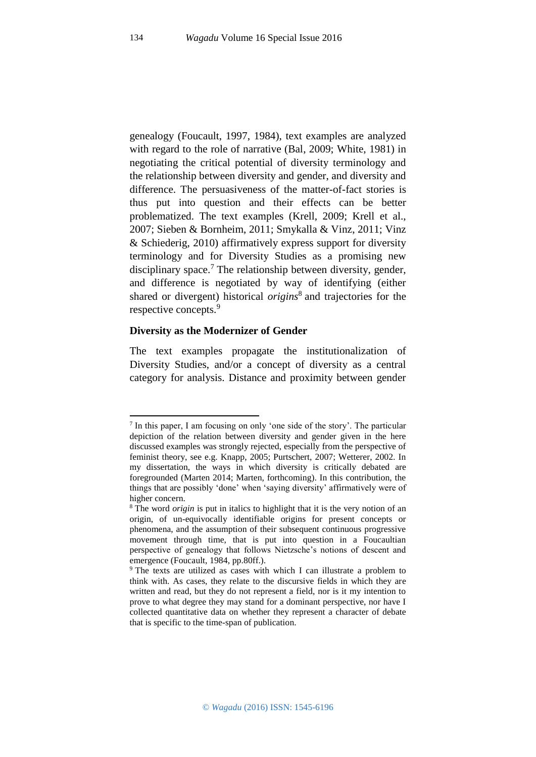genealogy (Foucault, 1997, 1984), text examples are analyzed with regard to the role of narrative (Bal, 2009; White, 1981) in negotiating the critical potential of diversity terminology and the relationship between diversity and gender, and diversity and difference. The persuasiveness of the matter-of-fact stories is thus put into question and their effects can be better problematized. The text examples (Krell, 2009; Krell et al., 2007; Sieben & Bornheim, 2011; Smykalla & Vinz, 2011; Vinz & Schiederig, 2010) affirmatively express support for diversity terminology and for Diversity Studies as a promising new disciplinary space.[7] The relationship between diversity, gender, and difference is negotiated by way of identifying (either shared or divergent) historical *origins*[8] and trajectories for the respective concepts.[9]

### Diversity as the Modernizer of Gender

The text examples propagate the institutionalization of Diversity Studies, and/or a concept of diversity as a central category for analysis. Distance and proximity between gender

---

[7] In this paper, I am focusing on only 'one side of the story'. The particular depiction of the relation between diversity and gender given in the here discussed examples was strongly rejected, especially from the perspective of feminist theory, see e.g. Knapp, 2005; Purtschert, 2007; Wetterer, 2002. In my dissertation, the ways in which diversity is critically debated are foregrounded (Marten 2014; Marten, forthcoming). In this contribution, the things that are possibly 'done' when 'saying diversity' affirmatively were of higher concern.

[8] The word *origin* is put in italics to highlight that it is the very notion of an origin, of un-equivocally identifiable origins for present concepts or phenomena, and the assumption of their subsequent continuous progressive movement through time, that is put into question in a Foucaultian perspective of genealogy that follows Nietzsche's notions of descent and emergence (Foucault, 1984, pp.80ff.).

[9] The texts are utilized as cases with which I can illustrate a problem to think with. As cases, they relate to the discursive fields in which they are written and read, but they do not represent a field, nor is it my intention to prove to what degree they may stand for a dominant perspective, nor have I collected quantitative data on whether they represent a character of debate that is specific to the time-span of publication.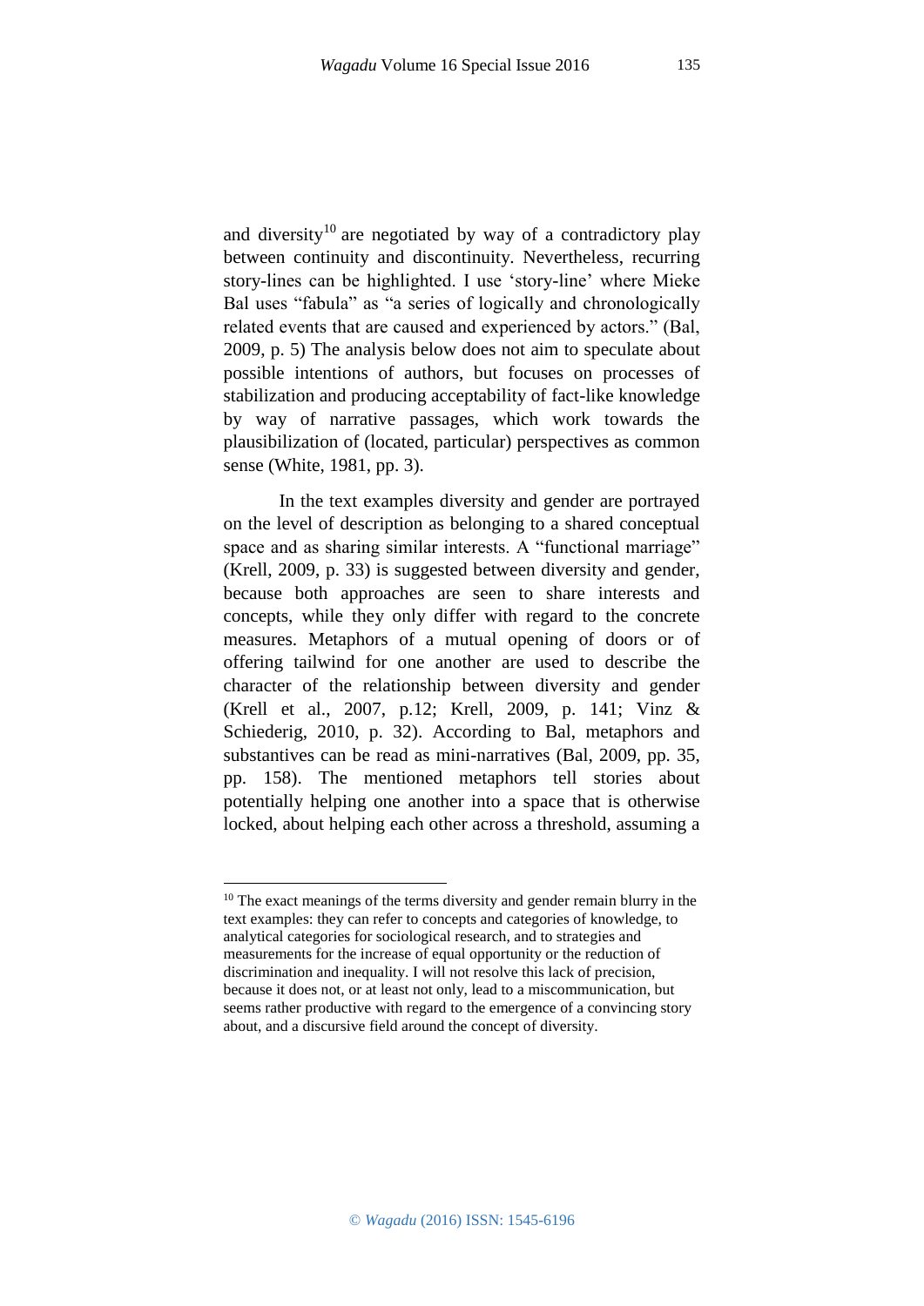and diversity[10] are negotiated by way of a contradictory play between continuity and discontinuity. Nevertheless, recurring story-lines can be highlighted. I use 'story-line' where Mieke Bal uses "fabula" as "a series of logically and chronologically related events that are caused and experienced by actors." (Bal, 2009, p. 5) The analysis below does not aim to speculate about possible intentions of authors, but focuses on processes of stabilization and producing acceptability of fact-like knowledge by way of narrative passages, which work towards the plausibilization of (located, particular) perspectives as common sense (White, 1981, pp. 3).

In the text examples diversity and gender are portrayed on the level of description as belonging to a shared conceptual space and as sharing similar interests. A "functional marriage" (Krell, 2009, p. 33) is suggested between diversity and gender, because both approaches are seen to share interests and concepts, while they only differ with regard to the concrete measures. Metaphors of a mutual opening of doors or of offering tailwind for one another are used to describe the character of the relationship between diversity and gender (Krell et al., 2007, p.12; Krell, 2009, p. 141; Vinz & Schiederig, 2010, p. 32). According to Bal, metaphors and substantives can be read as mini-narratives (Bal, 2009, pp. 35, pp. 158). The mentioned metaphors tell stories about potentially helping one another into a space that is otherwise locked, about helping each other across a threshold, assuming a

---

[10] The exact meanings of the terms diversity and gender remain blurry in the text examples: they can refer to concepts and categories of knowledge, to analytical categories for sociological research, and to strategies and measurements for the increase of equal opportunity or the reduction of discrimination and inequality. I will not resolve this lack of precision, because it does not, or at least not only, lead to a miscommunication, but seems rather productive with regard to the emergence of a convincing story about, and a discursive field around the concept of diversity.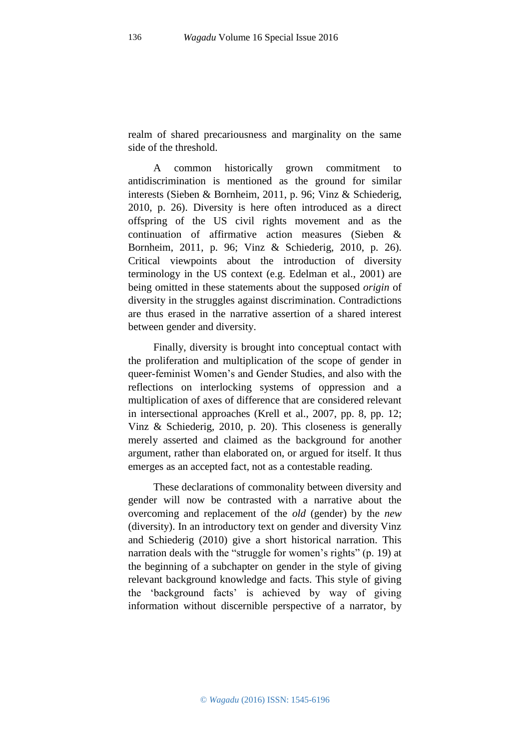realm of shared precariousness and marginality on the same side of the threshold.

A common historically grown commitment to antidiscrimination is mentioned as the ground for similar interests (Sieben & Bornheim, 2011, p. 96; Vinz & Schiederig, 2010, p. 26). Diversity is here often introduced as a direct offspring of the US civil rights movement and as the continuation of affirmative action measures (Sieben & Bornheim, 2011, p. 96; Vinz & Schiederig, 2010, p. 26). Critical viewpoints about the introduction of diversity terminology in the US context (e.g. Edelman et al., 2001) are being omitted in these statements about the supposed *origin* of diversity in the struggles against discrimination. Contradictions are thus erased in the narrative assertion of a shared interest between gender and diversity.

Finally, diversity is brought into conceptual contact with the proliferation and multiplication of the scope of gender in queer-feminist Women's and Gender Studies, and also with the reflections on interlocking systems of oppression and a multiplication of axes of difference that are considered relevant in intersectional approaches (Krell et al., 2007, pp. 8, pp. 12; Vinz & Schiederig, 2010, p. 20). This closeness is generally merely asserted and claimed as the background for another argument, rather than elaborated on, or argued for itself. It thus emerges as an accepted fact, not as a contestable reading.

These declarations of commonality between diversity and gender will now be contrasted with a narrative about the overcoming and replacement of the *old* (gender) by the *new* (diversity). In an introductory text on gender and diversity Vinz and Schiederig (2010) give a short historical narration. This narration deals with the "struggle for women's rights" (p. 19) at the beginning of a subchapter on gender in the style of giving relevant background knowledge and facts. This style of giving the 'background facts' is achieved by way of giving information without discernible perspective of a narrator, by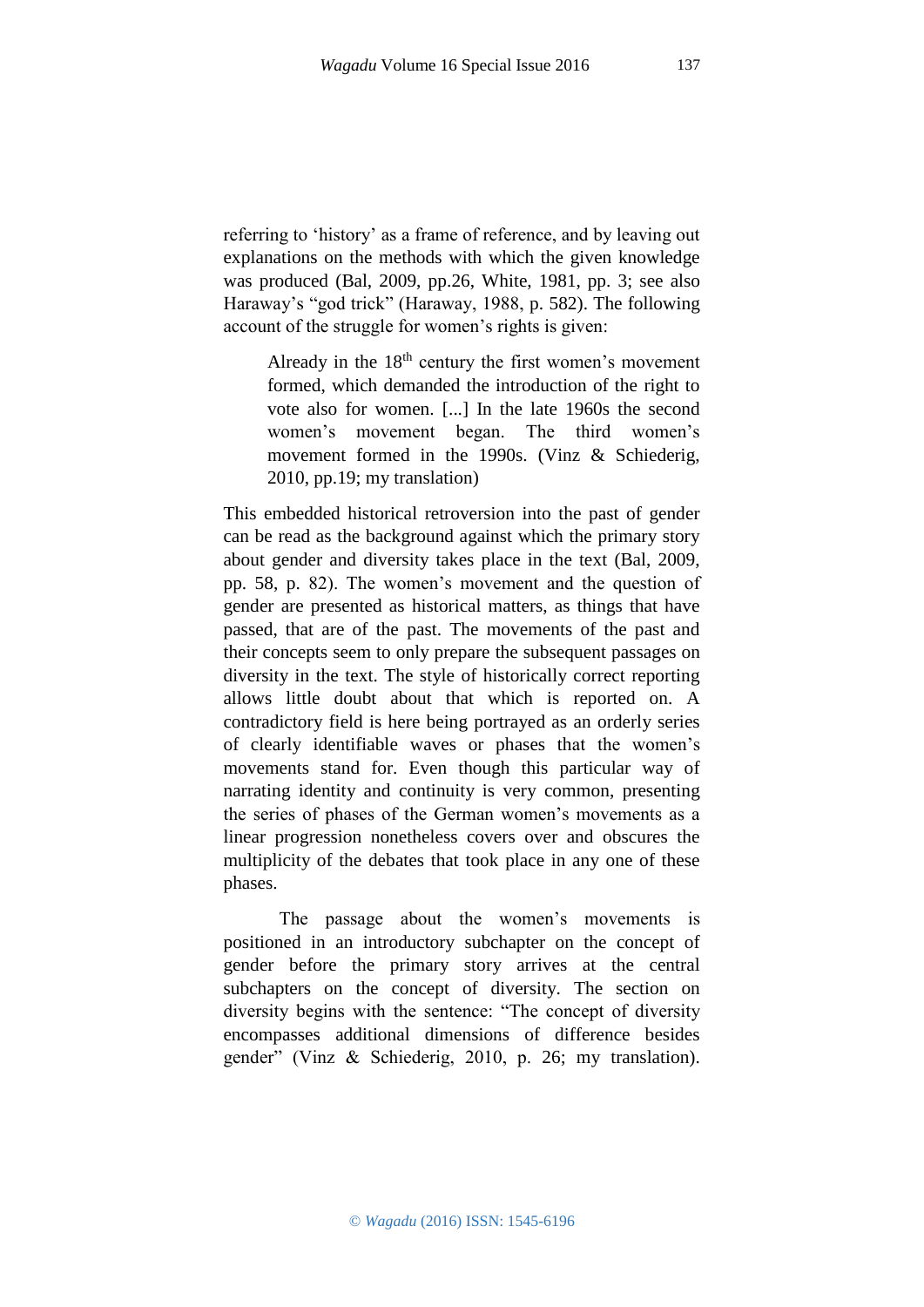referring to 'history' as a frame of reference, and by leaving out explanations on the methods with which the given knowledge was produced (Bal, 2009, pp.26, White, 1981, pp. 3; see also Haraway's "god trick" (Haraway, 1988, p. 582). The following account of the struggle for women's rights is given:

> Already in the 18th century the first women's movement formed, which demanded the introduction of the right to vote also for women. [...] In the late 1960s the second women's movement began. The third women's movement formed in the 1990s. (Vinz & Schiederig, 2010, pp.19; my translation)

This embedded historical retroversion into the past of gender can be read as the background against which the primary story about gender and diversity takes place in the text (Bal, 2009, pp. 58, p. 82). The women's movement and the question of gender are presented as historical matters, as things that have passed, that are of the past. The movements of the past and their concepts seem to only prepare the subsequent passages on diversity in the text. The style of historically correct reporting allows little doubt about that which is reported on. A contradictory field is here being portrayed as an orderly series of clearly identifiable waves or phases that the women's movements stand for. Even though this particular way of narrating identity and continuity is very common, presenting the series of phases of the German women's movements as a linear progression nonetheless covers over and obscures the multiplicity of the debates that took place in any one of these phases.

The passage about the women's movements is positioned in an introductory subchapter on the concept of gender before the primary story arrives at the central subchapters on the concept of diversity. The section on diversity begins with the sentence: "The concept of diversity encompasses additional dimensions of difference besides gender" (Vinz & Schiederig, 2010, p. 26; my translation).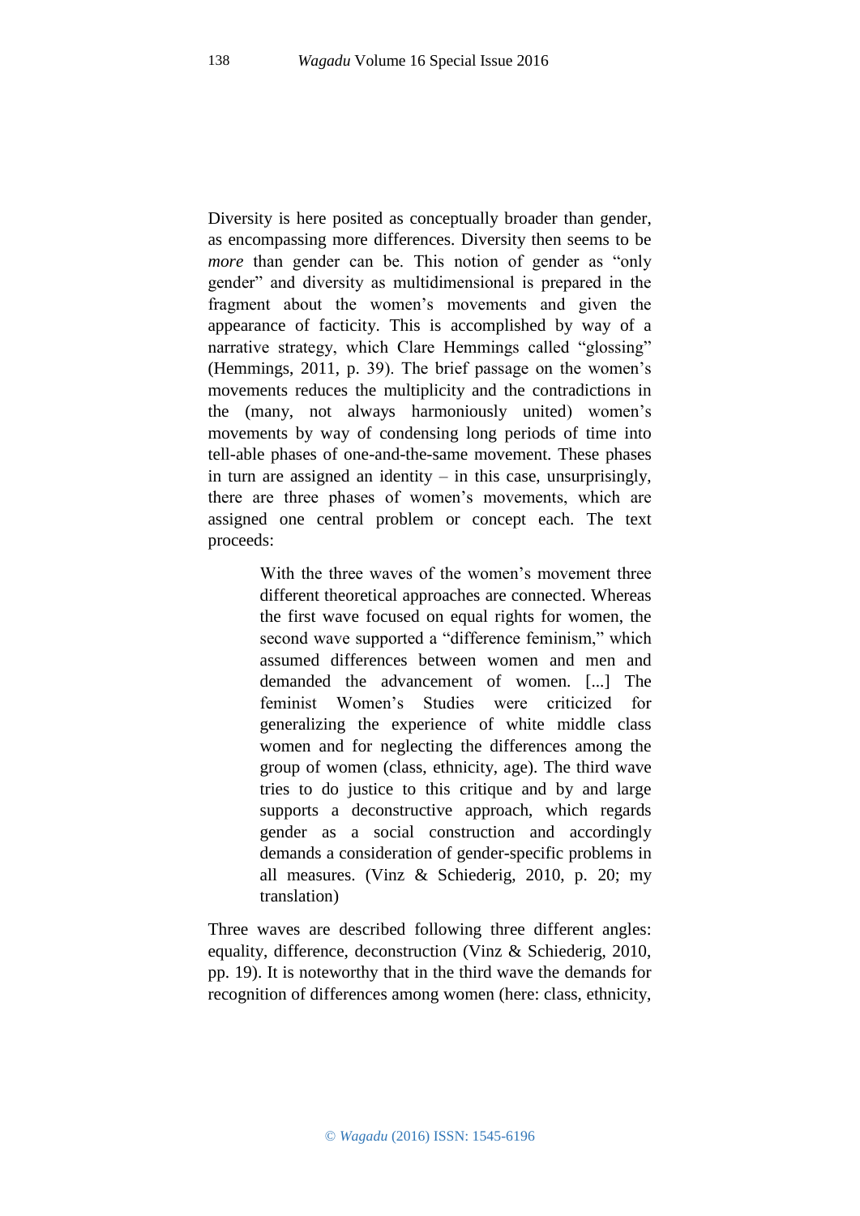Diversity is here posited as conceptually broader than gender, as encompassing more differences. Diversity then seems to be *more* than gender can be. This notion of gender as “only gender” and diversity as multidimensional is prepared in the fragment about the women’s movements and given the appearance of facticity. This is accomplished by way of a narrative strategy, which Clare Hemmings called “glossing” (Hemmings, 2011, p. 39). The brief passage on the women’s movements reduces the multiplicity and the contradictions in the (many, not always harmoniously united) women’s movements by way of condensing long periods of time into tell-able phases of one-and-the-same movement. These phases in turn are assigned an identity – in this case, unsurprisingly, there are three phases of women’s movements, which are assigned one central problem or concept each. The text proceeds:

> With the three waves of the women’s movement three different theoretical approaches are connected. Whereas the first wave focused on equal rights for women, the second wave supported a “difference feminism,” which assumed differences between women and men and demanded the advancement of women. [...] The feminist Women’s Studies were criticized for generalizing the experience of white middle class women and for neglecting the differences among the group of women (class, ethnicity, age). The third wave tries to do justice to this critique and by and large supports a deconstructive approach, which regards gender as a social construction and accordingly demands a consideration of gender-specific problems in all measures. (Vinz & Schiederig, 2010, p. 20; my translation)

Three waves are described following three different angles: equality, difference, deconstruction (Vinz & Schiederig, 2010, pp. 19). It is noteworthy that in the third wave the demands for recognition of differences among women (here: class, ethnicity,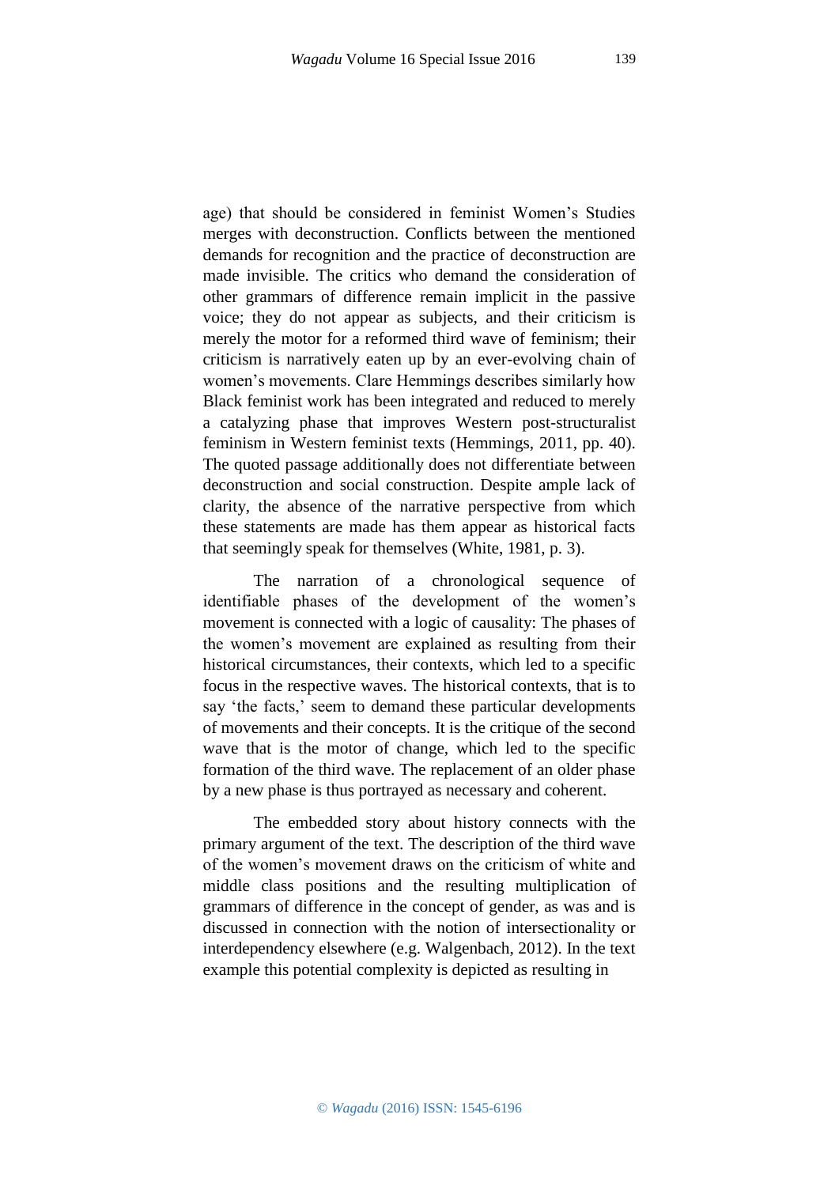age) that should be considered in feminist Women's Studies merges with deconstruction. Conflicts between the mentioned demands for recognition and the practice of deconstruction are made invisible. The critics who demand the consideration of other grammars of difference remain implicit in the passive voice; they do not appear as subjects, and their criticism is merely the motor for a reformed third wave of feminism; their criticism is narratively eaten up by an ever-evolving chain of women's movements. Clare Hemmings describes similarly how Black feminist work has been integrated and reduced to merely a catalyzing phase that improves Western post-structuralist feminism in Western feminist texts (Hemmings, 2011, pp. 40). The quoted passage additionally does not differentiate between deconstruction and social construction. Despite ample lack of clarity, the absence of the narrative perspective from which these statements are made has them appear as historical facts that seemingly speak for themselves (White, 1981, p. 3).

The narration of a chronological sequence of identifiable phases of the development of the women's movement is connected with a logic of causality: The phases of the women's movement are explained as resulting from their historical circumstances, their contexts, which led to a specific focus in the respective waves. The historical contexts, that is to say 'the facts,' seem to demand these particular developments of movements and their concepts. It is the critique of the second wave that is the motor of change, which led to the specific formation of the third wave. The replacement of an older phase by a new phase is thus portrayed as necessary and coherent.

The embedded story about history connects with the primary argument of the text. The description of the third wave of the women's movement draws on the criticism of white and middle class positions and the resulting multiplication of grammars of difference in the concept of gender, as was and is discussed in connection with the notion of intersectionality or interdependency elsewhere (e.g. Walgenbach, 2012). In the text example this potential complexity is depicted as resulting in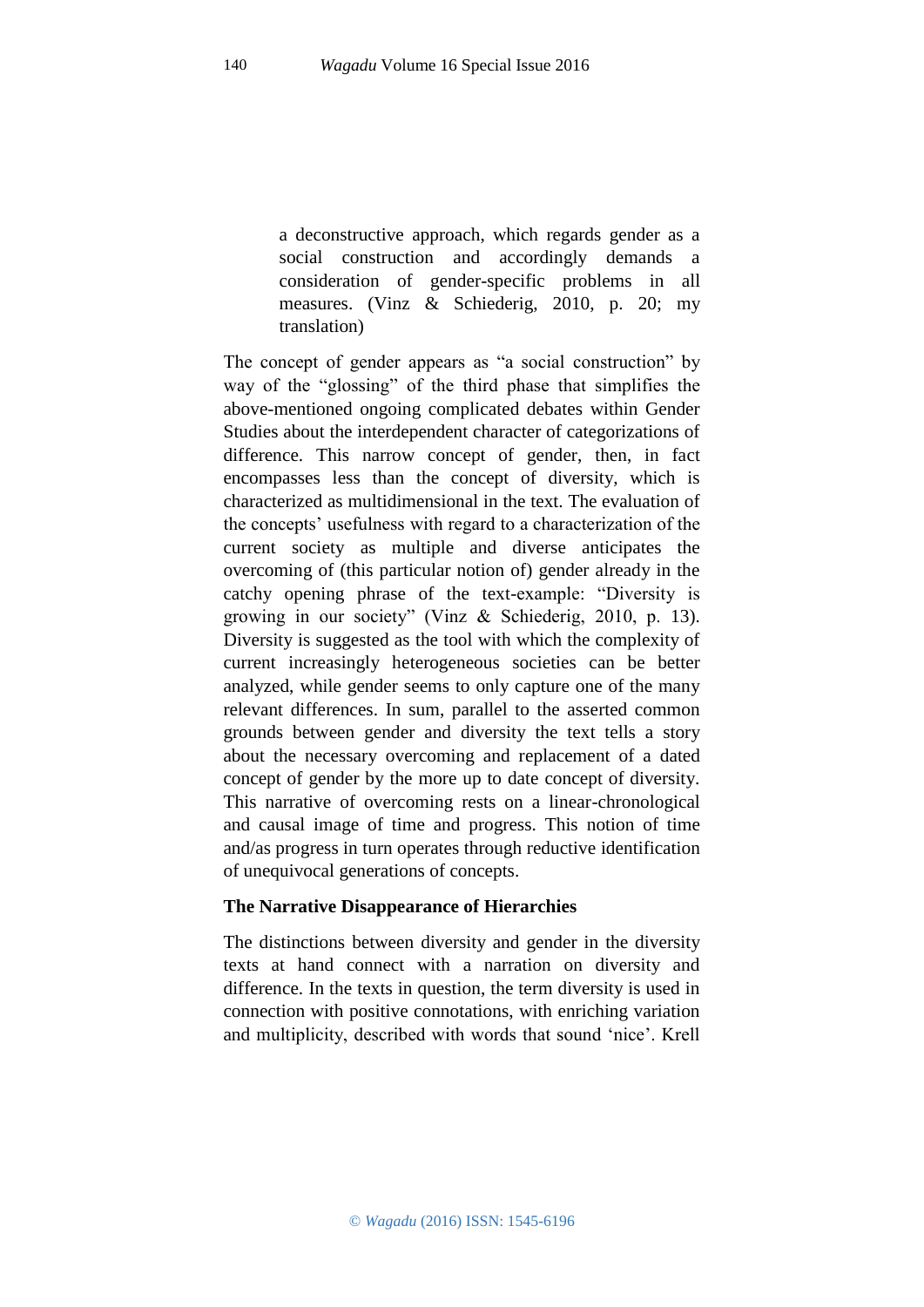> a deconstructive approach, which regards gender as a social construction and accordingly demands a consideration of gender-specific problems in all measures. (Vinz & Schiederig, 2010, p. 20; my translation)

The concept of gender appears as "a social construction" by way of the "glossing" of the third phase that simplifies the above-mentioned ongoing complicated debates within Gender Studies about the interdependent character of categorizations of difference. This narrow concept of gender, then, in fact encompasses less than the concept of diversity, which is characterized as multidimensional in the text. The evaluation of the concepts' usefulness with regard to a characterization of the current society as multiple and diverse anticipates the overcoming of (this particular notion of) gender already in the catchy opening phrase of the text-example: "Diversity is growing in our society" (Vinz & Schiederig, 2010, p. 13). Diversity is suggested as the tool with which the complexity of current increasingly heterogeneous societies can be better analyzed, while gender seems to only capture one of the many relevant differences. In sum, parallel to the asserted common grounds between gender and diversity the text tells a story about the necessary overcoming and replacement of a dated concept of gender by the more up to date concept of diversity. This narrative of overcoming rests on a linear-chronological and causal image of time and progress. This notion of time and/as progress in turn operates through reductive identification of unequivocal generations of concepts.

**The Narrative Disappearance of Hierarchies**

The distinctions between diversity and gender in the diversity texts at hand connect with a narration on diversity and difference. In the texts in question, the term diversity is used in connection with positive connotations, with enriching variation and multiplicity, described with words that sound 'nice'. Krell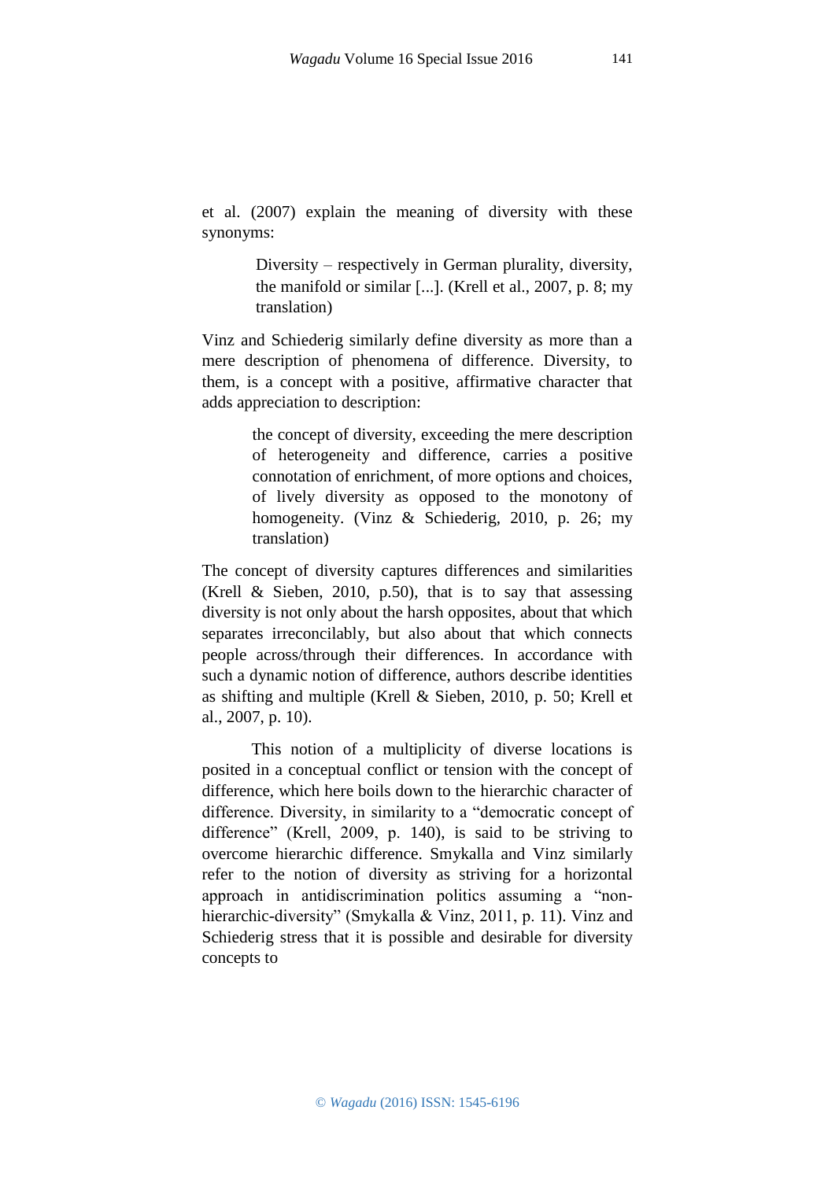et al. (2007) explain the meaning of diversity with these synonyms:

> Diversity – respectively in German plurality, diversity, the manifold or similar [...]. (Krell et al., 2007, p. 8; my translation)

Vinz and Schiederig similarly define diversity as more than a mere description of phenomena of difference. Diversity, to them, is a concept with a positive, affirmative character that adds appreciation to description:

> the concept of diversity, exceeding the mere description of heterogeneity and difference, carries a positive connotation of enrichment, of more options and choices, of lively diversity as opposed to the monotony of homogeneity. (Vinz & Schiederig, 2010, p. 26; my translation)

The concept of diversity captures differences and similarities (Krell & Sieben, 2010, p.50), that is to say that assessing diversity is not only about the harsh opposites, about that which separates irreconcilably, but also about that which connects people across/through their differences. In accordance with such a dynamic notion of difference, authors describe identities as shifting and multiple (Krell & Sieben, 2010, p. 50; Krell et al., 2007, p. 10).

This notion of a multiplicity of diverse locations is posited in a conceptual conflict or tension with the concept of difference, which here boils down to the hierarchic character of difference. Diversity, in similarity to a "democratic concept of difference" (Krell, 2009, p. 140), is said to be striving to overcome hierarchic difference. Smykalla and Vinz similarly refer to the notion of diversity as striving for a horizontal approach in antidiscrimination politics assuming a "non-hierarchic-diversity" (Smykalla & Vinz, 2011, p. 11). Vinz and Schiederig stress that it is possible and desirable for diversity concepts to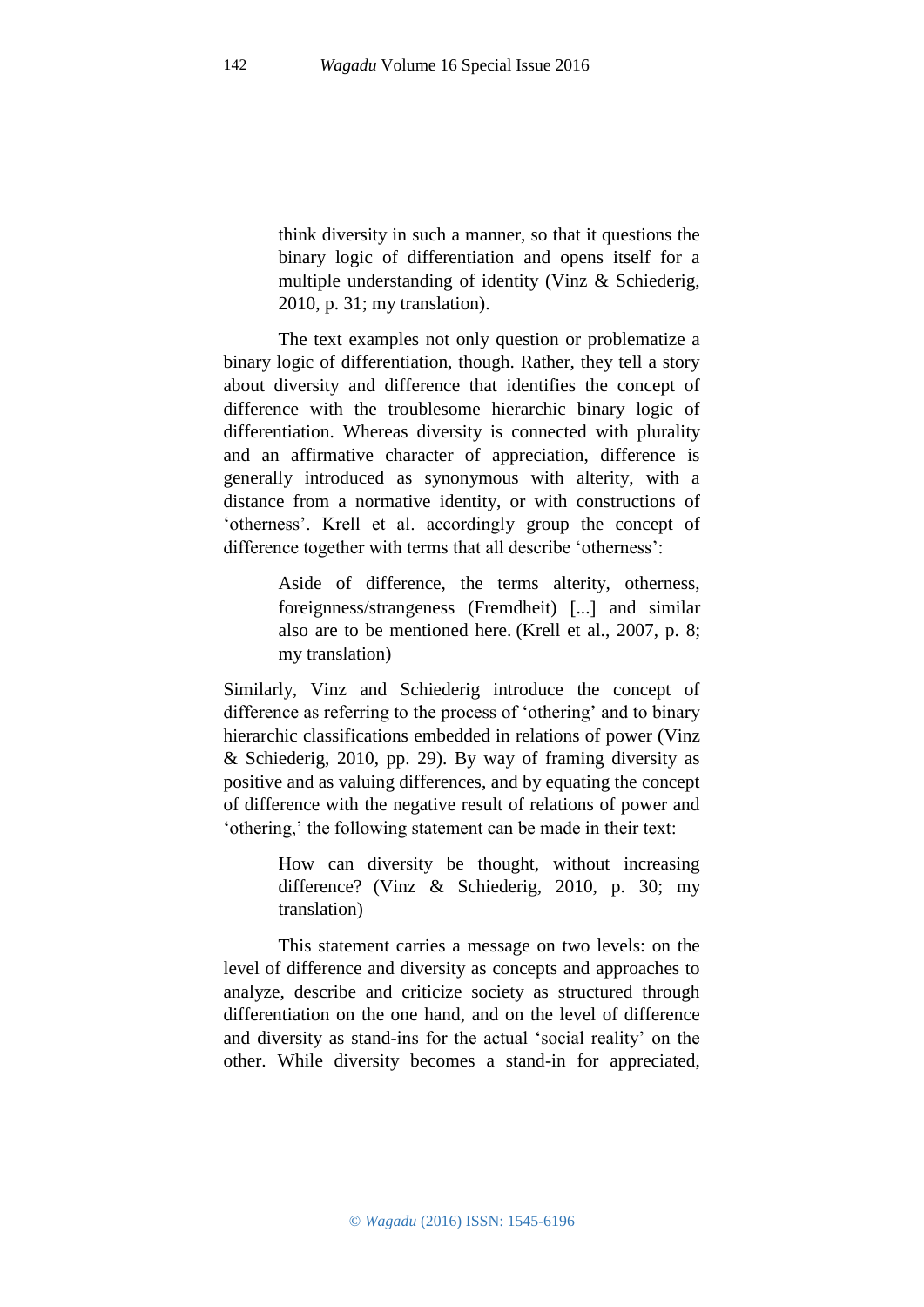> think diversity in such a manner, so that it questions the binary logic of differentiation and opens itself for a multiple understanding of identity (Vinz & Schiederig, 2010, p. 31; my translation).

The text examples not only question or problematize a binary logic of differentiation, though. Rather, they tell a story about diversity and difference that identifies the concept of difference with the troublesome hierarchic binary logic of differentiation. Whereas diversity is connected with plurality and an affirmative character of appreciation, difference is generally introduced as synonymous with alterity, with a distance from a normative identity, or with constructions of 'otherness'. Krell et al. accordingly group the concept of difference together with terms that all describe 'otherness':

> Aside of difference, the terms alterity, otherness, foreignness/strangeness (Fremdheit) [...] and similar also are to be mentioned here. (Krell et al., 2007, p. 8; my translation)

Similarly, Vinz and Schiederig introduce the concept of difference as referring to the process of 'othering' and to binary hierarchic classifications embedded in relations of power (Vinz & Schiederig, 2010, pp. 29). By way of framing diversity as positive and as valuing differences, and by equating the concept of difference with the negative result of relations of power and 'othering,' the following statement can be made in their text:

> How can diversity be thought, without increasing difference? (Vinz & Schiederig, 2010, p. 30; my translation)

This statement carries a message on two levels: on the level of difference and diversity as concepts and approaches to analyze, describe and criticize society as structured through differentiation on the one hand, and on the level of difference and diversity as stand-ins for the actual 'social reality' on the other. While diversity becomes a stand-in for appreciated,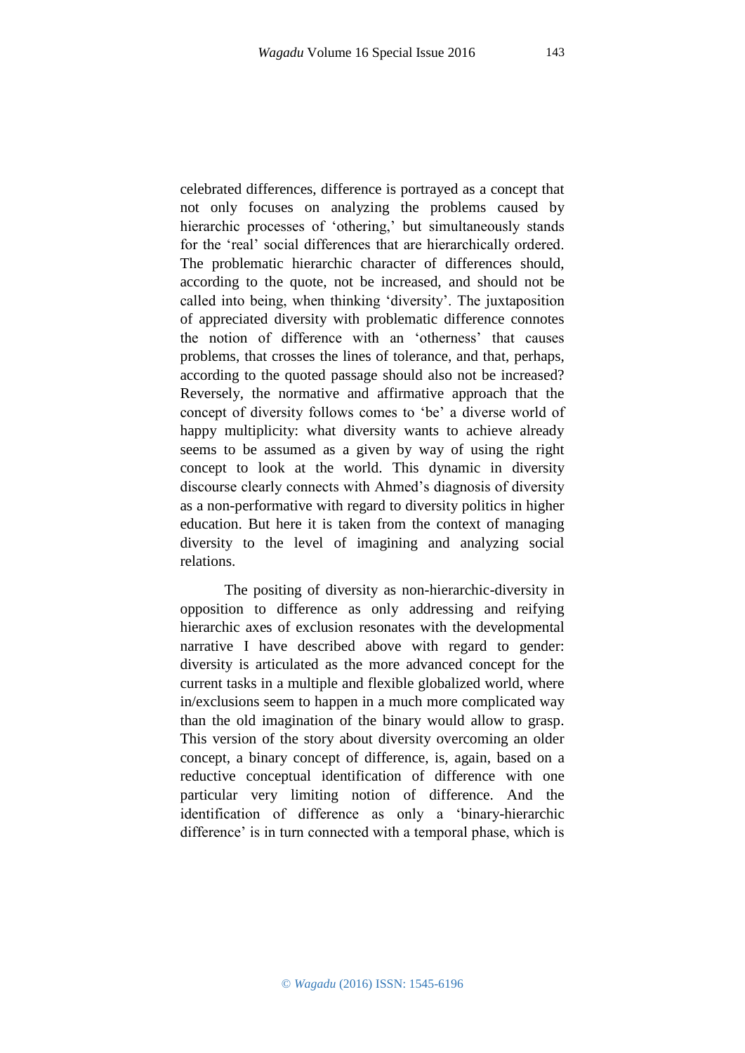celebrated differences, difference is portrayed as a concept that not only focuses on analyzing the problems caused by hierarchic processes of 'othering,' but simultaneously stands for the 'real' social differences that are hierarchically ordered. The problematic hierarchic character of differences should, according to the quote, not be increased, and should not be called into being, when thinking 'diversity'. The juxtaposition of appreciated diversity with problematic difference connotes the notion of difference with an 'otherness' that causes problems, that crosses the lines of tolerance, and that, perhaps, according to the quoted passage should also not be increased? Reversely, the normative and affirmative approach that the concept of diversity follows comes to 'be' a diverse world of happy multiplicity: what diversity wants to achieve already seems to be assumed as a given by way of using the right concept to look at the world. This dynamic in diversity discourse clearly connects with Ahmed's diagnosis of diversity as a non-performative with regard to diversity politics in higher education. But here it is taken from the context of managing diversity to the level of imagining and analyzing social relations.

The positing of diversity as non-hierarchic-diversity in opposition to difference as only addressing and reifying hierarchic axes of exclusion resonates with the developmental narrative I have described above with regard to gender: diversity is articulated as the more advanced concept for the current tasks in a multiple and flexible globalized world, where in/exclusions seem to happen in a much more complicated way than the old imagination of the binary would allow to grasp. This version of the story about diversity overcoming an older concept, a binary concept of difference, is, again, based on a reductive conceptual identification of difference with one particular very limiting notion of difference. And the identification of difference as only a 'binary-hierarchic difference' is in turn connected with a temporal phase, which is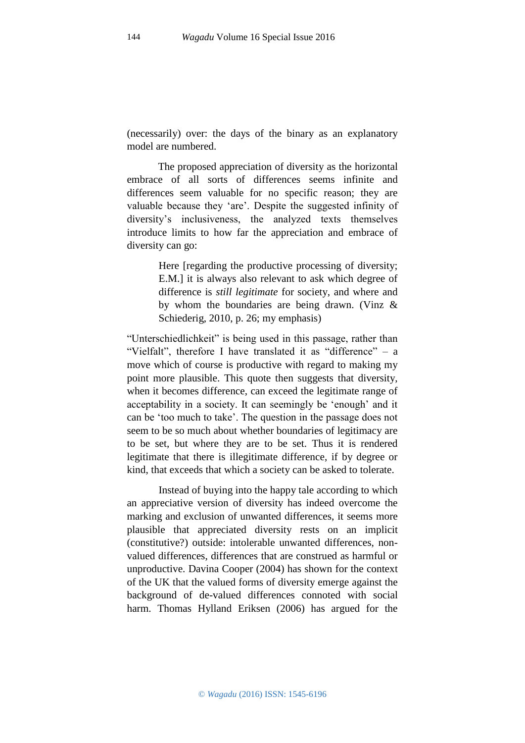(necessarily) over: the days of the binary as an explanatory model are numbered.

The proposed appreciation of diversity as the horizontal embrace of all sorts of differences seems infinite and differences seem valuable for no specific reason; they are valuable because they 'are'. Despite the suggested infinity of diversity's inclusiveness, the analyzed texts themselves introduce limits to how far the appreciation and embrace of diversity can go:

> Here [regarding the productive processing of diversity; E.M.] it is always also relevant to ask which degree of difference is *still legitimate* for society, and where and by whom the boundaries are being drawn. (Vinz & Schiederig, 2010, p. 26; my emphasis)

"Unterschiedlichkeit" is being used in this passage, rather than "Vielfalt", therefore I have translated it as "difference" – a move which of course is productive with regard to making my point more plausible. This quote then suggests that diversity, when it becomes difference, can exceed the legitimate range of acceptability in a society. It can seemingly be 'enough' and it can be 'too much to take'. The question in the passage does not seem to be so much about whether boundaries of legitimacy are to be set, but where they are to be set. Thus it is rendered legitimate that there is illegitimate difference, if by degree or kind, that exceeds that which a society can be asked to tolerate.

Instead of buying into the happy tale according to which an appreciative version of diversity has indeed overcome the marking and exclusion of unwanted differences, it seems more plausible that appreciated diversity rests on an implicit (constitutive?) outside: intolerable unwanted differences, non-valued differences, differences that are construed as harmful or unproductive. Davina Cooper (2004) has shown for the context of the UK that the valued forms of diversity emerge against the background of de-valued differences connoted with social harm. Thomas Hylland Eriksen (2006) has argued for the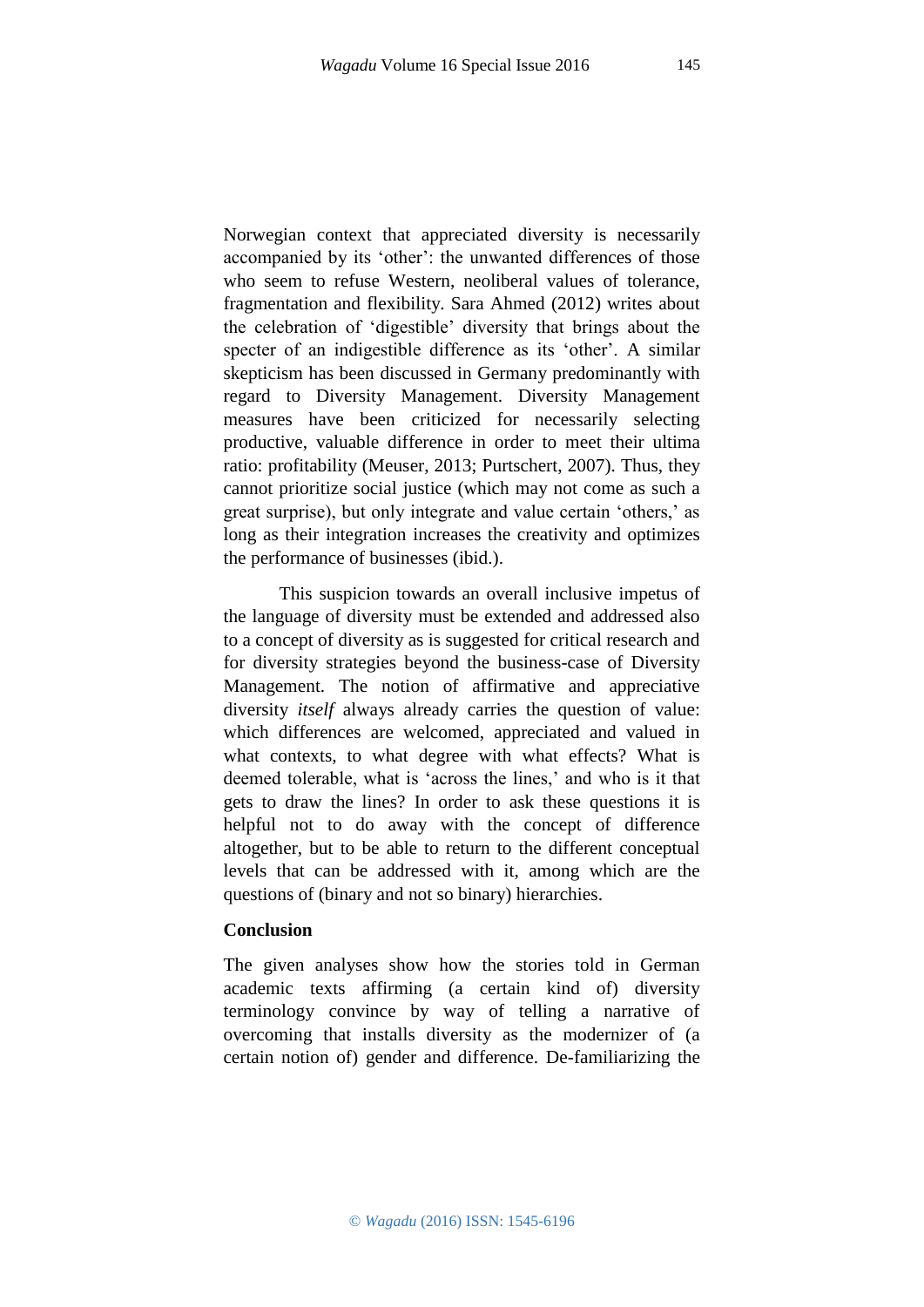Norwegian context that appreciated diversity is necessarily accompanied by its 'other': the unwanted differences of those who seem to refuse Western, neoliberal values of tolerance, fragmentation and flexibility. Sara Ahmed (2012) writes about the celebration of 'digestible' diversity that brings about the specter of an indigestible difference as its 'other'. A similar skepticism has been discussed in Germany predominantly with regard to Diversity Management. Diversity Management measures have been criticized for necessarily selecting productive, valuable difference in order to meet their ultima ratio: profitability (Meuser, 2013; Purtschert, 2007). Thus, they cannot prioritize social justice (which may not come as such a great surprise), but only integrate and value certain 'others,' as long as their integration increases the creativity and optimizes the performance of businesses (ibid.).

This suspicion towards an overall inclusive impetus of the language of diversity must be extended and addressed also to a concept of diversity as is suggested for critical research and for diversity strategies beyond the business-case of Diversity Management. The notion of affirmative and appreciative diversity *itself* always already carries the question of value: which differences are welcomed, appreciated and valued in what contexts, to what degree with what effects? What is deemed tolerable, what is 'across the lines,' and who is it that gets to draw the lines? In order to ask these questions it is helpful not to do away with the concept of difference altogether, but to be able to return to the different conceptual levels that can be addressed with it, among which are the questions of (binary and not so binary) hierarchies.

**Conclusion**

The given analyses show how the stories told in German academic texts affirming (a certain kind of) diversity terminology convince by way of telling a narrative of overcoming that installs diversity as the modernizer of (a certain notion of) gender and difference. De-familiarizing the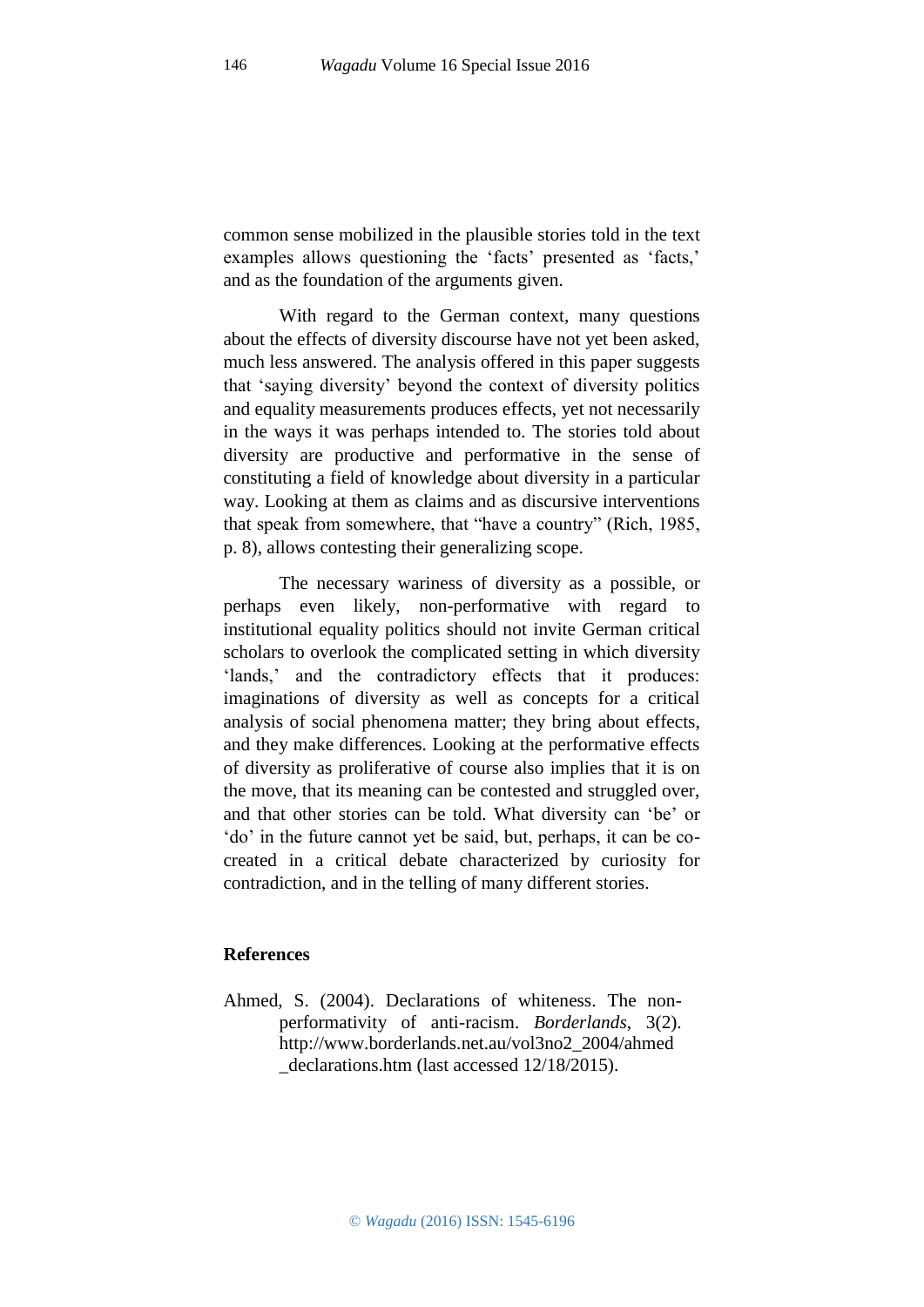common sense mobilized in the plausible stories told in the text examples allows questioning the 'facts' presented as 'facts,' and as the foundation of the arguments given.

With regard to the German context, many questions about the effects of diversity discourse have not yet been asked, much less answered. The analysis offered in this paper suggests that 'saying diversity' beyond the context of diversity politics and equality measurements produces effects, yet not necessarily in the ways it was perhaps intended to. The stories told about diversity are productive and performative in the sense of constituting a field of knowledge about diversity in a particular way. Looking at them as claims and as discursive interventions that speak from somewhere, that "have a country" (Rich, 1985, p. 8), allows contesting their generalizing scope.

The necessary wariness of diversity as a possible, or perhaps even likely, non-performative with regard to institutional equality politics should not invite German critical scholars to overlook the complicated setting in which diversity 'lands,' and the contradictory effects that it produces: imaginations of diversity as well as concepts for a critical analysis of social phenomena matter; they bring about effects, and they make differences. Looking at the performative effects of diversity as proliferative of course also implies that it is on the move, that its meaning can be contested and struggled over, and that other stories can be told. What diversity can 'be' or 'do' in the future cannot yet be said, but, perhaps, it can be co-created in a critical debate characterized by curiosity for contradiction, and in the telling of many different stories.

## References

Ahmed, S. (2004). Declarations of whiteness. The non-performativity of anti-racism. *Borderlands*, 3(2). http://www.borderlands.net.au/vol3no2_2004/ahmed_declarations.htm (last accessed 12/18/2015).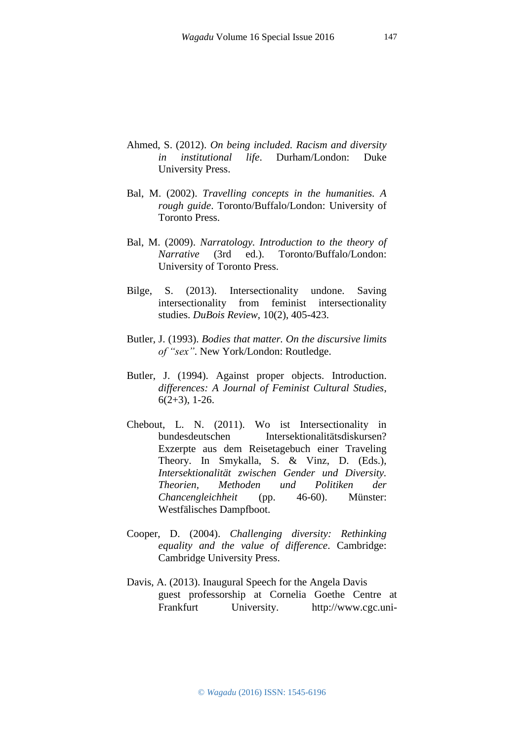Ahmed, S. (2012). *On being included. Racism and diversity in institutional life*. Durham/London: Duke University Press.

Bal, M. (2002). *Travelling concepts in the humanities. A rough guide*. Toronto/Buffalo/London: University of Toronto Press.

Bal, M. (2009). *Narratology. Introduction to the theory of Narrative* (3rd ed.). Toronto/Buffalo/London: University of Toronto Press.

Bilge, S. (2013). Intersectionality undone. Saving intersectionality from feminist intersectionality studies. *DuBois Review*, 10(2), 405-423.

Butler, J. (1993). *Bodies that matter. On the discursive limits of "sex"*. New York/London: Routledge.

Butler, J. (1994). Against proper objects. Introduction. *differences: A Journal of Feminist Cultural Studies*, 6(2+3), 1-26.

Chebout, L. N. (2011). Wo ist Intersectionality in bundesdeutschen Intersektionalitätsdiskursen? Exzerpte aus dem Reisetagebuch einer Traveling Theory. In Smykalla, S. & Vinz, D. (Eds.), *Intersektionalität zwischen Gender und Diversity. Theorien, Methoden und Politiken der Chancengleichheit* (pp. 46-60). Münster: Westfälisches Dampfboot.

Cooper, D. (2004). *Challenging diversity: Rethinking equality and the value of difference*. Cambridge: Cambridge University Press.

Davis, A. (2013). Inaugural Speech for the Angela Davis guest professorship at Cornelia Goethe Centre at Frankfurt University. http://www.cgc.uni-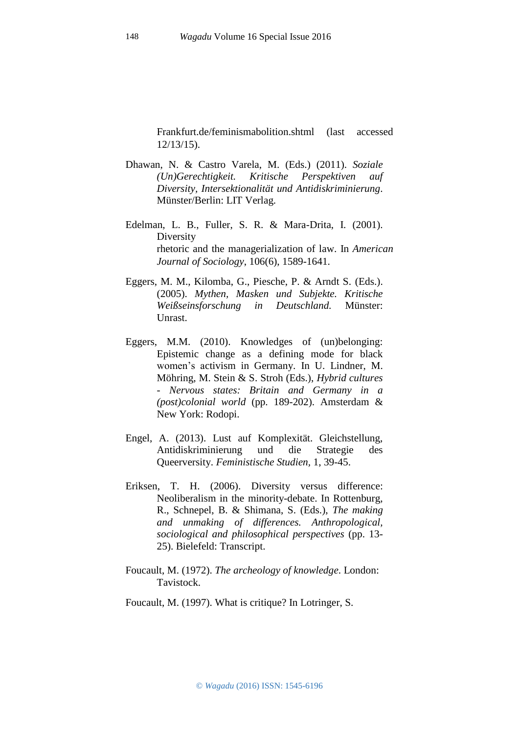Frankfurt.de/feminismabolition.shtml (last accessed 12/13/15).

Dhawan, N. & Castro Varela, M. (Eds.) (2011). *Soziale (Un)Gerechtigkeit. Kritische Perspektiven auf Diversity, Intersektionalität und Antidiskriminierung*. Münster/Berlin: LIT Verlag.

Edelman, L. B., Fuller, S. R. & Mara-Drita, I. (2001). Diversity rhetoric and the managerialization of law. In *American Journal of Sociology*, 106(6), 1589-1641.

Eggers, M. M., Kilomba, G., Piesche, P. & Arndt S. (Eds.). (2005). *Mythen, Masken und Subjekte. Kritische Weißseinsforschung in Deutschland.* Münster: Unrast.

Eggers, M.M. (2010). Knowledges of (un)belonging: Epistemic change as a defining mode for black women's activism in Germany. In U. Lindner, M. Möhring, M. Stein & S. Stroh (Eds.), *Hybrid cultures - Nervous states: Britain and Germany in a (post)colonial world* (pp. 189-202). Amsterdam & New York: Rodopi.

Engel, A. (2013). Lust auf Komplexität. Gleichstellung, Antidiskriminierung und die Strategie des Queerversity. *Feministische Studien*, 1, 39-45.

Eriksen, T. H. (2006). Diversity versus difference: Neoliberalism in the minority-debate. In Rottenburg, R., Schnepel, B. & Shimana, S. (Eds.), *The making and unmaking of differences. Anthropological, sociological and philosophical perspectives* (pp. 13-25). Bielefeld: Transcript.

Foucault, M. (1972). *The archeology of knowledge*. London: Tavistock.

Foucault, M. (1997). What is critique? In Lotringer, S.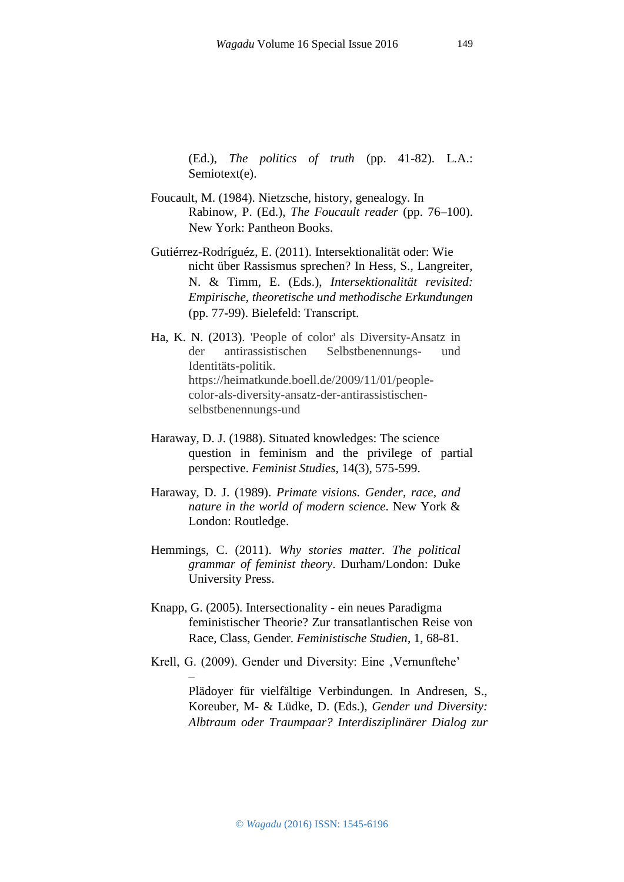(Ed.), *The politics of truth* (pp. 41-82). L.A.: Semiotext(e).

Foucault, M. (1984). Nietzsche, history, genealogy. In Rabinow, P. (Ed.), *The Foucault reader* (pp. 76–100). New York: Pantheon Books.

Gutiérrez-Rodríguéz, E. (2011). Intersektionalität oder: Wie nicht über Rassismus sprechen? In Hess, S., Langreiter, N. & Timm, E. (Eds.), *Intersektionalität revisited: Empirische, theoretische und methodische Erkundungen* (pp. 77-99). Bielefeld: Transcript.

Ha, K. N. (2013). 'People of color' als Diversity-Ansatz in der antirassistischen Selbstbenennungs- und Identitäts-politik. https://heimatkunde.boell.de/2009/11/01/people-color-als-diversity-ansatz-der-antirassistischen-selbstbenennungs-und

Haraway, D. J. (1988). Situated knowledges: The science question in feminism and the privilege of partial perspective. *Feminist Studies*, 14(3), 575-599.

Haraway, D. J. (1989). *Primate visions. Gender, race, and nature in the world of modern science*. New York & London: Routledge.

Hemmings, C. (2011). *Why stories matter. The political grammar of feminist theory*. Durham/London: Duke University Press.

Knapp, G. (2005). Intersectionality - ein neues Paradigma feministischer Theorie? Zur transatlantischen Reise von Race, Class, Gender. *Feministische Studien*, 1, 68-81.

Krell, G. (2009). Gender und Diversity: Eine ‚Vernunftehe' – Plädoyer für vielfältige Verbindungen. In Andresen, S., Koreuber, M- & Lüdke, D. (Eds.), *Gender und Diversity: Albtraum oder Traumpaar? Interdisziplinärer Dialog zur*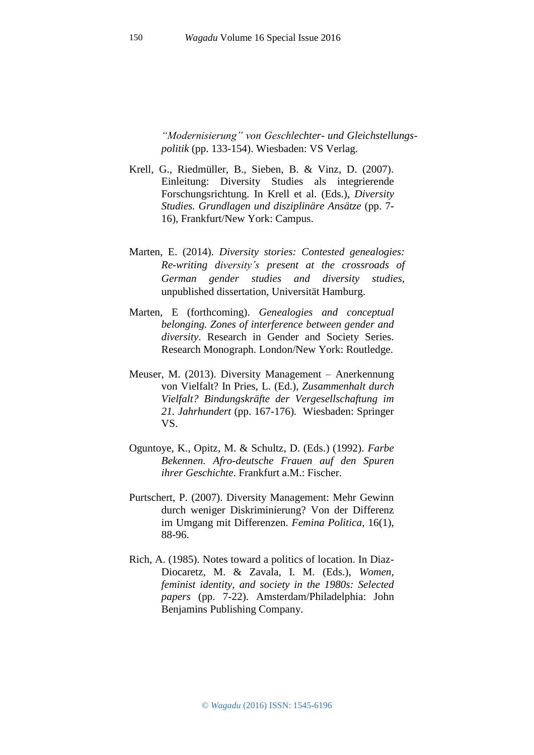*"Modernisierung" von Geschlechter- und Gleichstellungs­politik* (pp. 133-154). Wiesbaden: VS Verlag.

Krell, G., Riedmüller, B., Sieben, B. & Vinz, D. (2007). Einleitung: Diversity Studies als integrierende Forschungsrichtung. In Krell et al. (Eds.), *Diversity Studies. Grundlagen und disziplinäre Ansätze* (pp. 7-16), Frankfurt/New York: Campus.

Marten, E. (2014). *Diversity stories: Contested genealogies: Re-writing diversity's present at the crossroads of German gender studies and diversity studies*, unpublished dissertation, Universität Hamburg.

Marten, E (forthcoming). *Genealogies and conceptual belonging. Zones of interference between gender and diversity*. Research in Gender and Society Series. Research Monograph. London/New York: Routledge.

Meuser, M. (2013). Diversity Management – Anerkennung von Vielfalt? In Pries, L. (Ed.), *Zusammenhalt durch Vielfalt? Bindungskräfte der Vergesellschaftung im 21. Jahrhundert* (pp. 167-176). Wiesbaden: Springer VS.

Oguntoye, K., Opitz, M. & Schultz, D. (Eds.) (1992). *Farbe Bekennen. Afro-deutsche Frauen auf den Spuren ihrer Geschichte*. Frankfurt a.M.: Fischer.

Purtschert, P. (2007). Diversity Management: Mehr Gewinn durch weniger Diskriminierung? Von der Differenz im Umgang mit Differenzen. *Femina Politica*, 16(1), 88-96.

Rich, A. (1985). Notes toward a politics of location. In Diaz-Diocaretz, M. & Zavala, I. M. (Eds.), *Women, feminist identity, and society in the 1980s: Selected papers* (pp. 7-22). Amsterdam/Philadelphia: John Benjamins Publishing Company.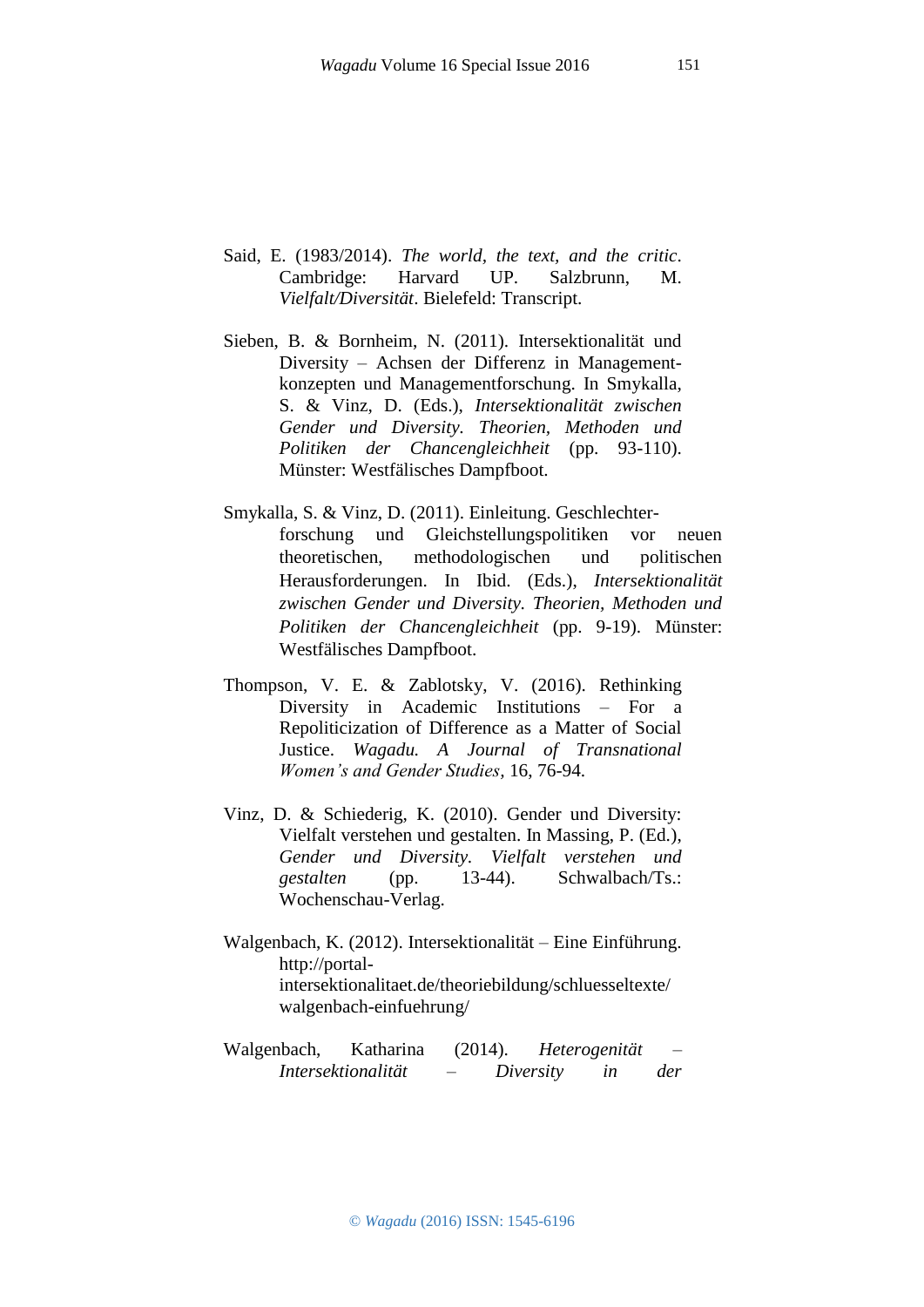Said, E. (1983/2014). *The world, the text, and the critic*. Cambridge: Harvard UP. Salzbrunn, M. *Vielfalt/Diversität*. Bielefeld: Transcript.

Sieben, B. & Bornheim, N. (2011). Intersektionalität und Diversity – Achsen der Differenz in Management-konzepten und Managementforschung. In Smykalla, S. & Vinz, D. (Eds.), *Intersektionalität zwischen Gender und Diversity. Theorien, Methoden und Politiken der Chancengleichheit* (pp. 93-110). Münster: Westfälisches Dampfboot.

Smykalla, S. & Vinz, D. (2011). Einleitung. Geschlechter-forschung und Gleichstellungspolitiken vor neuen theoretischen, methodologischen und politischen Herausforderungen. In Ibid. (Eds.), *Intersektionalität zwischen Gender und Diversity. Theorien, Methoden und Politiken der Chancengleichheit* (pp. 9-19). Münster: Westfälisches Dampfboot.

Thompson, V. E. & Zablotsky, V. (2016). Rethinking Diversity in Academic Institutions – For a Repoliticization of Difference as a Matter of Social Justice. *Wagadu. A Journal of Transnational Women's and Gender Studies*, 16, 76-94.

Vinz, D. & Schiederig, K. (2010). Gender und Diversity: Vielfalt verstehen und gestalten. In Massing, P. (Ed.), *Gender und Diversity. Vielfalt verstehen und gestalten* (pp. 13-44). Schwalbach/Ts.: Wochenschau-Verlag.

Walgenbach, K. (2012). Intersektionalität – Eine Einführung. http://portal-intersektionalitaet.de/theoriebildung/schluesseltexte/walgenbach-einfuehrung/

Walgenbach, Katharina (2014). *Heterogenität – Intersektionalität – Diversity in der*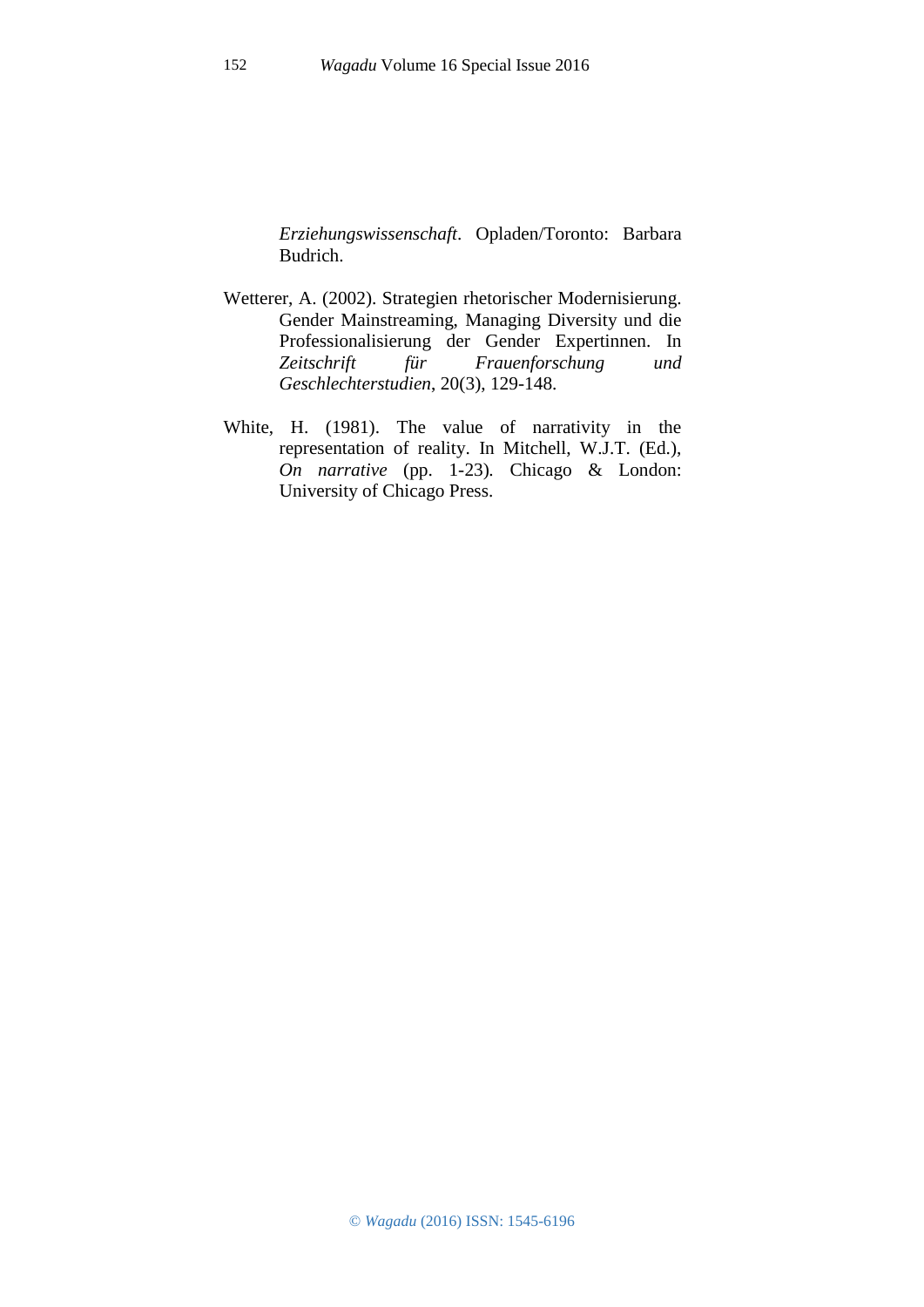*Erziehungswissenschaft*. Opladen/Toronto: Barbara Budrich.

Wetterer, A. (2002). Strategien rhetorischer Modernisierung. Gender Mainstreaming, Managing Diversity und die Professionalisierung der Gender Expertinnen. In *Zeitschrift für Frauenforschung und Geschlechterstudien*, 20(3), 129-148.

White, H. (1981). The value of narrativity in the representation of reality. In Mitchell, W.J.T. (Ed.), *On narrative* (pp. 1-23). Chicago & London: University of Chicago Press.